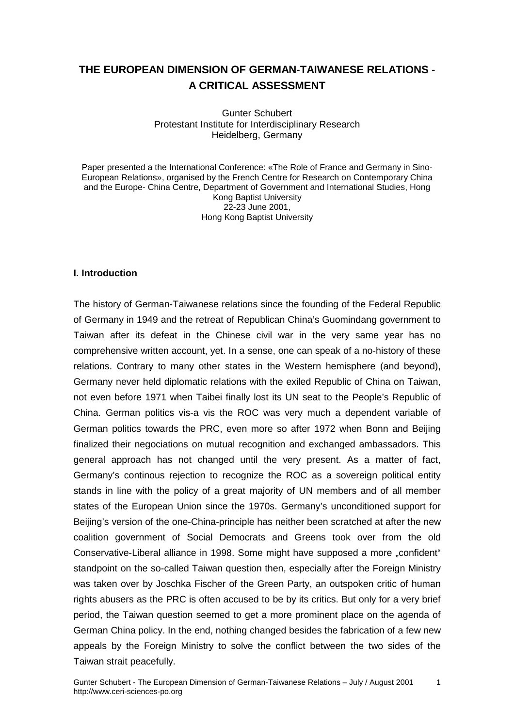# THE EUROPEAN DIMENSION OF GERMAN-TAIWANESE RELATIONS - A CRITICAL ASSESSMENT

Gunter Schubert
Protestant Institute for Interdisciplinary Research
Heidelberg, Germany

Paper presented a the International Conference: «The Role of France and Germany in Sino-European Relations», organised by the French Centre for Research on Contemporary China and the Europe- China Centre, Department of Government and International Studies, Hong Kong Baptist University
22-23 June 2001,
Hong Kong Baptist University

## I. Introduction

The history of German-Taiwanese relations since the founding of the Federal Republic of Germany in 1949 and the retreat of Republican China's Guomindang government to Taiwan after its defeat in the Chinese civil war in the very same year has no comprehensive written account, yet. In a sense, one can speak of a no-history of these relations. Contrary to many other states in the Western hemisphere (and beyond), Germany never held diplomatic relations with the exiled Republic of China on Taiwan, not even before 1971 when Taibei finally lost its UN seat to the People's Republic of China. German politics vis-a vis the ROC was very much a dependent variable of German politics towards the PRC, even more so after 1972 when Bonn and Beijing finalized their negociations on mutual recognition and exchanged ambassadors. This general approach has not changed until the very present. As a matter of fact, Germany's continous rejection to recognize the ROC as a sovereign political entity stands in line with the policy of a great majority of UN members and of all member states of the European Union since the 1970s. Germany's unconditioned support for Beijing's version of the one-China-principle has neither been scratched at after the new coalition government of Social Democrats and Greens took over from the old Conservative-Liberal alliance in 1998. Some might have supposed a more „confident" standpoint on the so-called Taiwan question then, especially after the Foreign Ministry was taken over by Joschka Fischer of the Green Party, an outspoken critic of human rights abusers as the PRC is often accused to be by its critics. But only for a very brief period, the Taiwan question seemed to get a more prominent place on the agenda of German China policy. In the end, nothing changed besides the fabrication of a few new appeals by the Foreign Ministry to solve the conflict between the two sides of the Taiwan strait peacefully.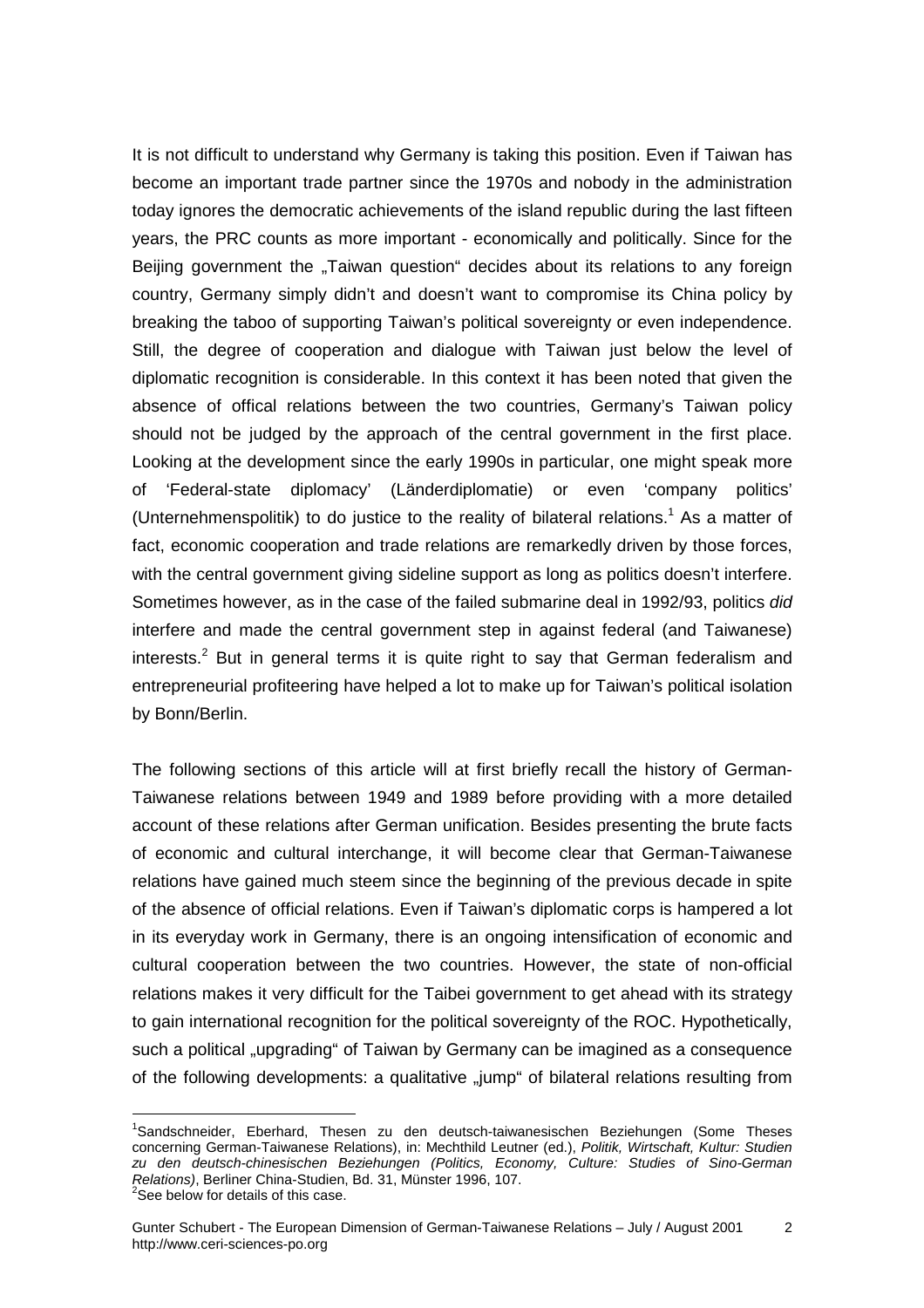It is not difficult to understand why Germany is taking this position. Even if Taiwan has become an important trade partner since the 1970s and nobody in the administration today ignores the democratic achievements of the island republic during the last fifteen years, the PRC counts as more important - economically and politically. Since for the Beijing government the „Taiwan question" decides about its relations to any foreign country, Germany simply didn't and doesn't want to compromise its China policy by breaking the taboo of supporting Taiwan's political sovereignty or even independence. Still, the degree of cooperation and dialogue with Taiwan just below the level of diplomatic recognition is considerable. In this context it has been noted that given the absence of offical relations between the two countries, Germany's Taiwan policy should not be judged by the approach of the central government in the first place. Looking at the development since the early 1990s in particular, one might speak more of 'Federal-state diplomacy' (Länderdiplomatie) or even 'company politics' (Unternehmenspolitik) to do justice to the reality of bilateral relations.[1] As a matter of fact, economic cooperation and trade relations are remarkedly driven by those forces, with the central government giving sideline support as long as politics doesn't interfere. Sometimes however, as in the case of the failed submarine deal in 1992/93, politics *did* interfere and made the central government step in against federal (and Taiwanese) interests.[2] But in general terms it is quite right to say that German federalism and entrepreneurial profiteering have helped a lot to make up for Taiwan's political isolation by Bonn/Berlin.

The following sections of this article will at first briefly recall the history of German-Taiwanese relations between 1949 and 1989 before providing with a more detailed account of these relations after German unification. Besides presenting the brute facts of economic and cultural interchange, it will become clear that German-Taiwanese relations have gained much steem since the beginning of the previous decade in spite of the absence of official relations. Even if Taiwan's diplomatic corps is hampered a lot in its everyday work in Germany, there is an ongoing intensification of economic and cultural cooperation between the two countries. However, the state of non-official relations makes it very difficult for the Taibei government to get ahead with its strategy to gain international recognition for the political sovereignty of the ROC. Hypothetically, such a political „upgrading" of Taiwan by Germany can be imagined as a consequence of the following developments: a qualitative „jump" of bilateral relations resulting from

---

[1] Sandschneider, Eberhard, Thesen zu den deutsch-taiwanesischen Beziehungen (Some Theses concerning German-Taiwanese Relations), in: Mechthild Leutner (ed.), *Politik, Wirtschaft, Kultur: Studien zu den deutsch-chinesischen Beziehungen (Politics, Economy, Culture: Studies of Sino-German Relations)*, Berliner China-Studien, Bd. 31, Münster 1996, 107.

[2] See below for details of this case.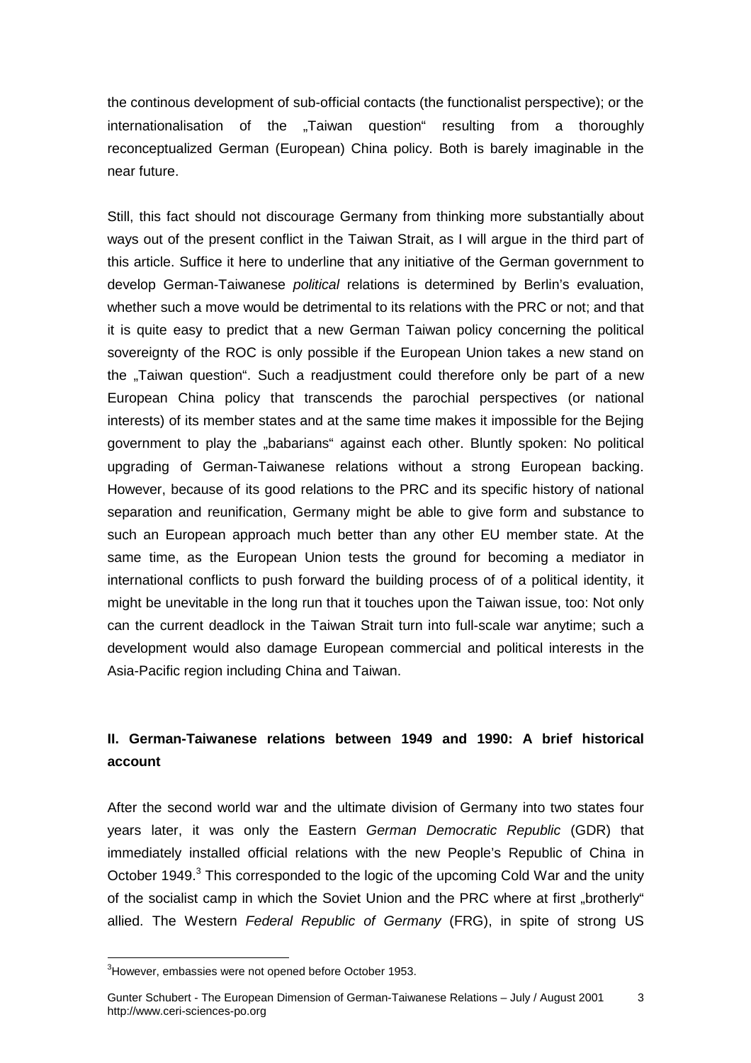the continous development of sub-official contacts (the functionalist perspective); or the internationalisation of the „Taiwan question" resulting from a thoroughly reconceptualized German (European) China policy. Both is barely imaginable in the near future.

Still, this fact should not discourage Germany from thinking more substantially about ways out of the present conflict in the Taiwan Strait, as I will argue in the third part of this article. Suffice it here to underline that any initiative of the German government to develop German-Taiwanese *political* relations is determined by Berlin's evaluation, whether such a move would be detrimental to its relations with the PRC or not; and that it is quite easy to predict that a new German Taiwan policy concerning the political sovereignty of the ROC is only possible if the European Union takes a new stand on the „Taiwan question". Such a readjustment could therefore only be part of a new European China policy that transcends the parochial perspectives (or national interests) of its member states and at the same time makes it impossible for the Bejing government to play the „babarians" against each other. Bluntly spoken: No political upgrading of German-Taiwanese relations without a strong European backing. However, because of its good relations to the PRC and its specific history of national separation and reunification, Germany might be able to give form and substance to such an European approach much better than any other EU member state. At the same time, as the European Union tests the ground for becoming a mediator in international conflicts to push forward the building process of of a political identity, it might be unevitable in the long run that it touches upon the Taiwan issue, too: Not only can the current deadlock in the Taiwan Strait turn into full-scale war anytime; such a development would also damage European commercial and political interests in the Asia-Pacific region including China and Taiwan.

## II. German-Taiwanese relations between 1949 and 1990: A brief historical account

After the second world war and the ultimate division of Germany into two states four years later, it was only the Eastern *German Democratic Republic* (GDR) that immediately installed official relations with the new People's Republic of China in October 1949.[3] This corresponded to the logic of the upcoming Cold War and the unity of the socialist camp in which the Soviet Union and the PRC where at first „brotherly" allied. The Western *Federal Republic of Germany* (FRG), in spite of strong US

[3] However, embassies were not opened before October 1953.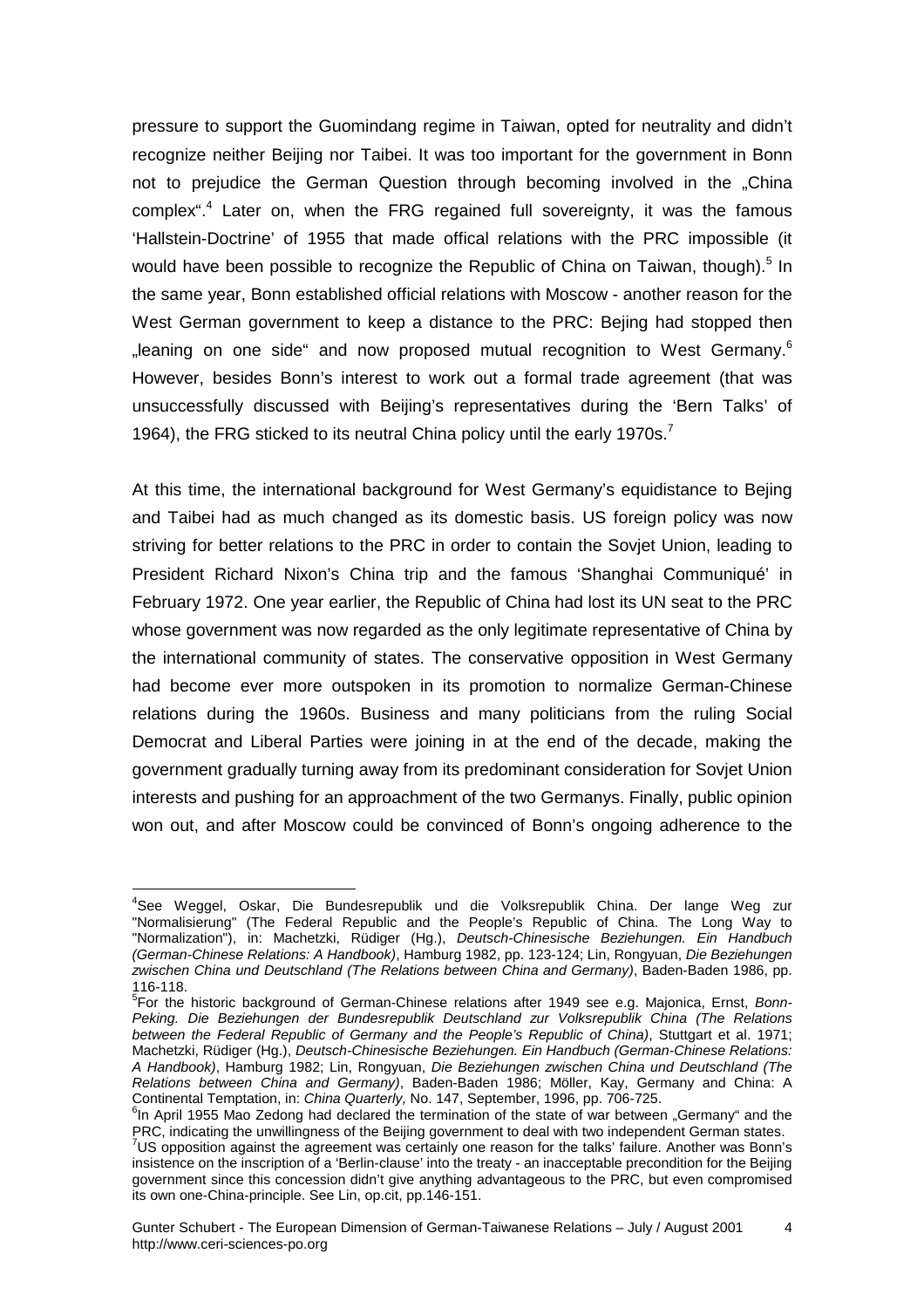pressure to support the Guomindang regime in Taiwan, opted for neutrality and didn't recognize neither Beijing nor Taibei. It was too important for the government in Bonn not to prejudice the German Question through becoming involved in the „China complex".[4] Later on, when the FRG regained full sovereignty, it was the famous 'Hallstein-Doctrine' of 1955 that made offical relations with the PRC impossible (it would have been possible to recognize the Republic of China on Taiwan, though).[5] In the same year, Bonn established official relations with Moscow - another reason for the West German government to keep a distance to the PRC: Bejing had stopped then „leaning on one side" and now proposed mutual recognition to West Germany.[6] However, besides Bonn's interest to work out a formal trade agreement (that was unsuccessfully discussed with Beijing's representatives during the 'Bern Talks' of 1964), the FRG sticked to its neutral China policy until the early 1970s.[7]

At this time, the international background for West Germany's equidistance to Bejing and Taibei had as much changed as its domestic basis. US foreign policy was now striving for better relations to the PRC in order to contain the Sovjet Union, leading to President Richard Nixon's China trip and the famous 'Shanghai Communiqué' in February 1972. One year earlier, the Republic of China had lost its UN seat to the PRC whose government was now regarded as the only legitimate representative of China by the international community of states. The conservative opposition in West Germany had become ever more outspoken in its promotion to normalize German-Chinese relations during the 1960s. Business and many politicians from the ruling Social Democrat and Liberal Parties were joining in at the end of the decade, making the government gradually turning away from its predominant consideration for Sovjet Union interests and pushing for an approachment of the two Germanys. Finally, public opinion won out, and after Moscow could be convinced of Bonn's ongoing adherence to the

---

[4] See Weggel, Oskar, Die Bundesrepublik und die Volksrepublik China. Der lange Weg zur "Normalisierung" (The Federal Republic and the People's Republic of China. The Long Way to "Normalization"), in: Machetzki, Rüdiger (Hg.), *Deutsch-Chinesische Beziehungen. Ein Handbuch (German-Chinese Relations: A Handbook)*, Hamburg 1982, pp. 123-124; Lin, Rongyuan, *Die Beziehungen zwischen China und Deutschland (The Relations between China and Germany)*, Baden-Baden 1986, pp. 116-118.

[5] For the historic background of German-Chinese relations after 1949 see e.g. Majonica, Ernst, *Bonn-Peking. Die Beziehungen der Bundesrepublik Deutschland zur Volksrepublik China (The Relations between the Federal Republic of Germany and the People's Republic of China)*, Stuttgart et al. 1971; Machetzki, Rüdiger (Hg.), *Deutsch-Chinesische Beziehungen. Ein Handbuch (German-Chinese Relations: A Handbook)*, Hamburg 1982; Lin, Rongyuan, *Die Beziehungen zwischen China und Deutschland (The Relations between China and Germany)*, Baden-Baden 1986; Möller, Kay, Germany and China: A Continental Temptation, in: *China Quarterly,* No. 147, September, 1996, pp. 706-725.

[6] In April 1955 Mao Zedong had declared the termination of the state of war between „Germany" and the PRC, indicating the unwillingness of the Beijing government to deal with two independent German states.

[7] US opposition against the agreement was certainly one reason for the talks' failure. Another was Bonn's insistence on the inscription of a 'Berlin-clause' into the treaty - an inacceptable precondition for the Beijing government since this concession didn't give anything advantageous to the PRC, but even compromised its own one-China-principle. See Lin, op.cit, pp.146-151.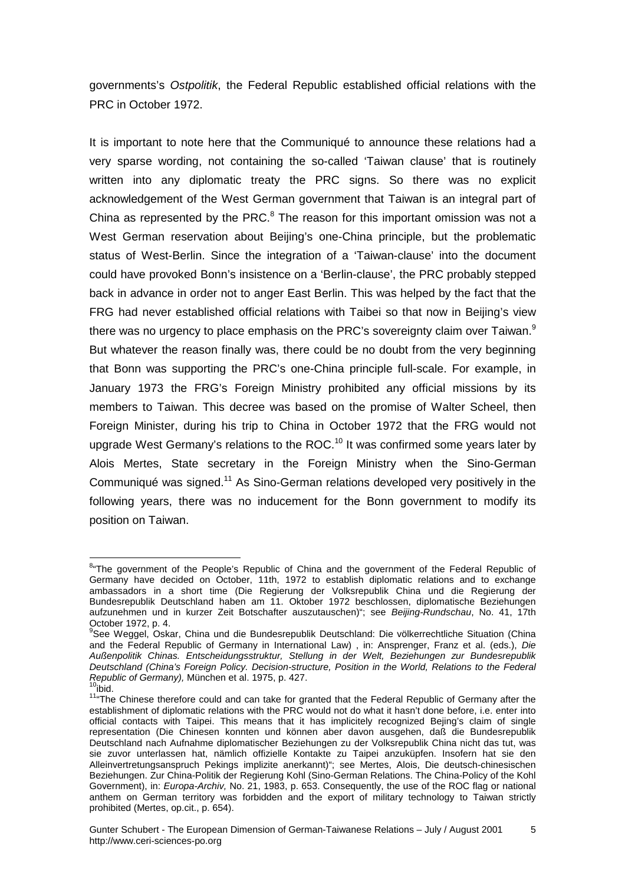governments's *Ostpolitik*, the Federal Republic established official relations with the PRC in October 1972.

It is important to note here that the Communiqué to announce these relations had a very sparse wording, not containing the so-called 'Taiwan clause' that is routinely written into any diplomatic treaty the PRC signs. So there was no explicit acknowledgement of the West German government that Taiwan is an integral part of China as represented by the PRC.[8] The reason for this important omission was not a West German reservation about Beijing's one-China principle, but the problematic status of West-Berlin. Since the integration of a 'Taiwan-clause' into the document could have provoked Bonn's insistence on a 'Berlin-clause', the PRC probably stepped back in advance in order not to anger East Berlin. This was helped by the fact that the FRG had never established official relations with Taibei so that now in Beijing's view there was no urgency to place emphasis on the PRC's sovereignty claim over Taiwan.[9] But whatever the reason finally was, there could be no doubt from the very beginning that Bonn was supporting the PRC's one-China principle full-scale. For example, in January 1973 the FRG's Foreign Ministry prohibited any official missions by its members to Taiwan. This decree was based on the promise of Walter Scheel, then Foreign Minister, during his trip to China in October 1972 that the FRG would not upgrade West Germany's relations to the ROC.[10] It was confirmed some years later by Alois Mertes, State secretary in the Foreign Ministry when the Sino-German Communiqué was signed.[11] As Sino-German relations developed very positively in the following years, there was no inducement for the Bonn government to modify its position on Taiwan.

---

[8]"The government of the People's Republic of China and the government of the Federal Republic of Germany have decided on October, 11th, 1972 to establish diplomatic relations and to exchange ambassadors in a short time (Die Regierung der Volksrepublik China und die Regierung der Bundesrepublik Deutschland haben am 11. Oktober 1972 beschlossen, diplomatische Beziehungen aufzunehmen und in kurzer Zeit Botschafter auszutauschen)"; see *Beijing-Rundschau*, No. 41, 17th October 1972, p. 4.

[9]See Weggel, Oskar, China und die Bundesrepublik Deutschland: Die völkerrechtliche Situation (China and the Federal Republic of Germany in International Law) , in: Ansprenger, Franz et al. (eds.), *Die Außenpolitik Chinas. Entscheidungsstruktur, Stellung in der Welt, Beziehungen zur Bundesrepublik Deutschland (China's Foreign Policy. Decision-structure, Position in the World, Relations to the Federal Republic of Germany),* München et al. 1975, p. 427.

[10]ibid.

[11]"The Chinese therefore could and can take for granted that the Federal Republic of Germany after the establishment of diplomatic relations with the PRC would not do what it hasn't done before, i.e. enter into official contacts with Taipei. This means that it has implicitely recognized Bejing's claim of single representation (Die Chinesen konnten und können aber davon ausgehen, daß die Bundesrepublik Deutschland nach Aufnahme diplomatischer Beziehungen zu der Volksrepublik China nicht das tut, was sie zuvor unterlassen hat, nämlich offizielle Kontakte zu Taipei anzuküpfen. Insofern hat sie den Alleinvertretungsanspruch Pekings implizite anerkannt)"; see Mertes, Alois, Die deutsch-chinesischen Beziehungen. Zur China-Politik der Regierung Kohl (Sino-German Relations. The China-Policy of the Kohl Government), in: *Europa-Archiv,* No. 21, 1983, p. 653. Consequently, the use of the ROC flag or national anthem on German territory was forbidden and the export of military technology to Taiwan strictly prohibited (Mertes, op.cit., p. 654).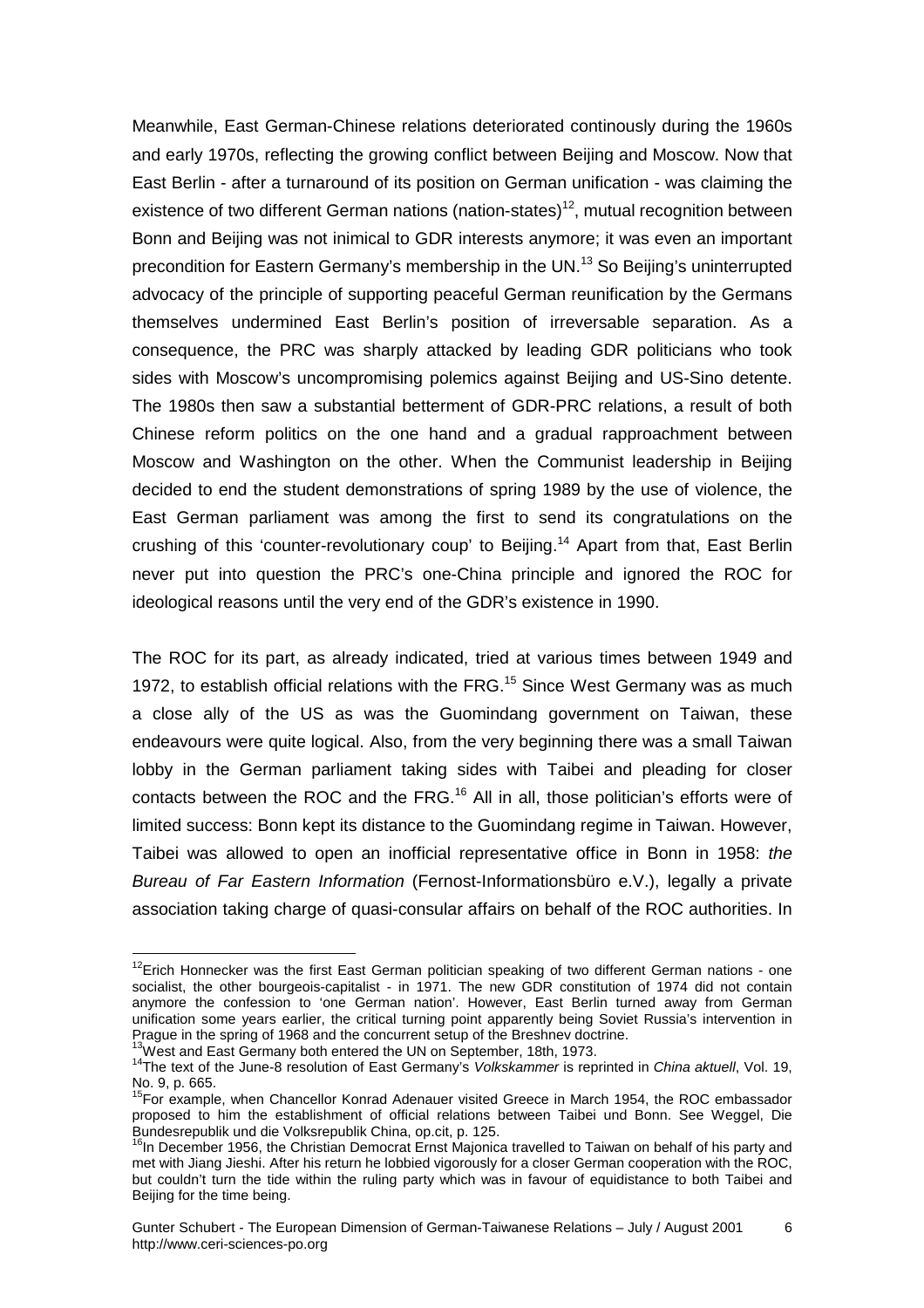Meanwhile, East German-Chinese relations deteriorated continously during the 1960s and early 1970s, reflecting the growing conflict between Beijing and Moscow. Now that East Berlin - after a turnaround of its position on German unification - was claiming the existence of two different German nations (nation-states)[12], mutual recognition between Bonn and Beijing was not inimical to GDR interests anymore; it was even an important precondition for Eastern Germany's membership in the UN.[13] So Beijing's uninterrupted advocacy of the principle of supporting peaceful German reunification by the Germans themselves undermined East Berlin's position of irreversable separation. As a consequence, the PRC was sharply attacked by leading GDR politicians who took sides with Moscow's uncompromising polemics against Beijing and US-Sino detente. The 1980s then saw a substantial betterment of GDR-PRC relations, a result of both Chinese reform politics on the one hand and a gradual rapproachment between Moscow and Washington on the other. When the Communist leadership in Beijing decided to end the student demonstrations of spring 1989 by the use of violence, the East German parliament was among the first to send its congratulations on the crushing of this 'counter-revolutionary coup' to Beijing.[14] Apart from that, East Berlin never put into question the PRC's one-China principle and ignored the ROC for ideological reasons until the very end of the GDR's existence in 1990.

The ROC for its part, as already indicated, tried at various times between 1949 and 1972, to establish official relations with the FRG.[15] Since West Germany was as much a close ally of the US as was the Guomindang government on Taiwan, these endeavours were quite logical. Also, from the very beginning there was a small Taiwan lobby in the German parliament taking sides with Taibei and pleading for closer contacts between the ROC and the FRG.[16] All in all, those politician's efforts were of limited success: Bonn kept its distance to the Guomindang regime in Taiwan. However, Taibei was allowed to open an inofficial representative office in Bonn in 1958: *the Bureau of Far Eastern Information* (Fernost-Informationsbüro e.V.), legally a private association taking charge of quasi-consular affairs on behalf of the ROC authorities. In

---

[12] Erich Honnecker was the first East German politician speaking of two different German nations - one socialist, the other bourgeois-capitalist - in 1971. The new GDR constitution of 1974 did not contain anymore the confession to 'one German nation'. However, East Berlin turned away from German unification some years earlier, the critical turning point apparently being Soviet Russia's intervention in Prague in the spring of 1968 and the concurrent setup of the Breshnev doctrine.

[13] West and East Germany both entered the UN on September, 18th, 1973.

[14] The text of the June-8 resolution of East Germany's *Volkskammer* is reprinted in *China aktuell*, Vol. 19, No. 9, p. 665.

[15] For example, when Chancellor Konrad Adenauer visited Greece in March 1954, the ROC embassador proposed to him the establishment of official relations between Taibei und Bonn. See Weggel, Die Bundesrepublik und die Volksrepublik China, op.cit, p. 125.

[16] In December 1956, the Christian Democrat Ernst Majonica travelled to Taiwan on behalf of his party and met with Jiang Jieshi. After his return he lobbied vigorously for a closer German cooperation with the ROC, but couldn't turn the tide within the ruling party which was in favour of equidistance to both Taibei and Beijing for the time being.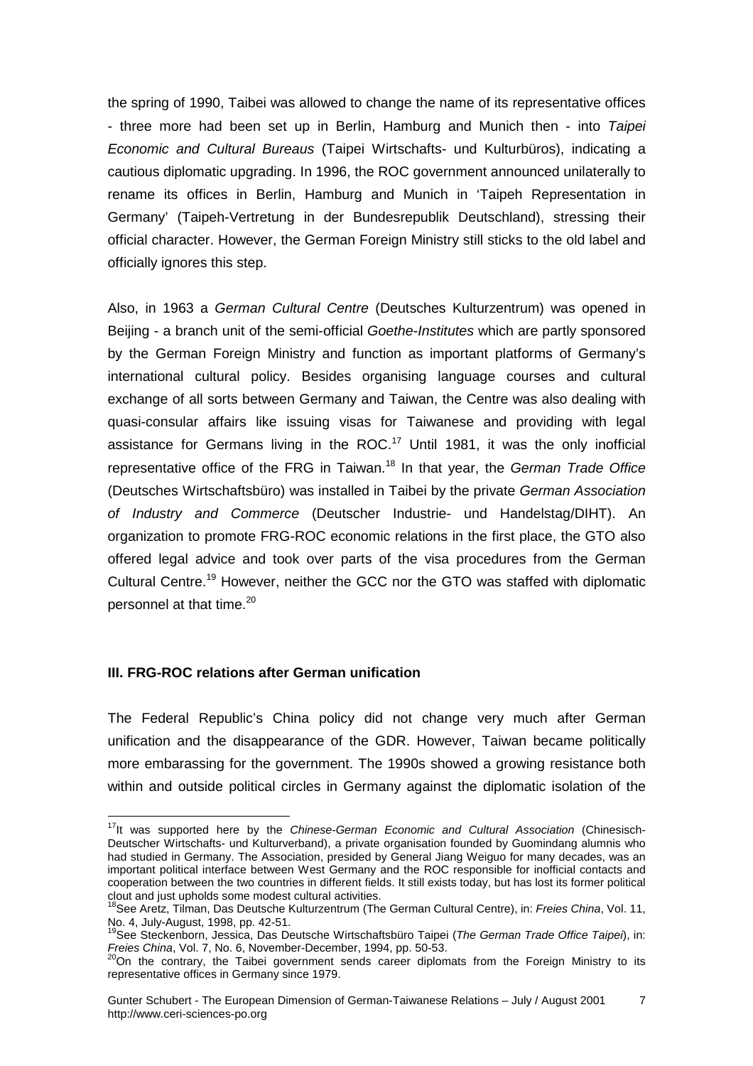the spring of 1990, Taibei was allowed to change the name of its representative offices - three more had been set up in Berlin, Hamburg and Munich then - into *Taipei Economic and Cultural Bureaus* (Taipei Wirtschafts- und Kulturbüros), indicating a cautious diplomatic upgrading. In 1996, the ROC government announced unilaterally to rename its offices in Berlin, Hamburg and Munich in 'Taipeh Representation in Germany' (Taipeh-Vertretung in der Bundesrepublik Deutschland), stressing their official character. However, the German Foreign Ministry still sticks to the old label and officially ignores this step.

Also, in 1963 a *German Cultural Centre* (Deutsches Kulturzentrum) was opened in Beijing - a branch unit of the semi-official *Goethe-Institutes* which are partly sponsored by the German Foreign Ministry and function as important platforms of Germany's international cultural policy. Besides organising language courses and cultural exchange of all sorts between Germany and Taiwan, the Centre was also dealing with quasi-consular affairs like issuing visas for Taiwanese and providing with legal assistance for Germans living in the ROC.[17] Until 1981, it was the only inofficial representative office of the FRG in Taiwan.[18] In that year, the *German Trade Office* (Deutsches Wirtschaftsbüro) was installed in Taibei by the private *German Association of Industry and Commerce* (Deutscher Industrie- und Handelstag/DIHT). An organization to promote FRG-ROC economic relations in the first place, the GTO also offered legal advice and took over parts of the visa procedures from the German Cultural Centre.[19] However, neither the GCC nor the GTO was staffed with diplomatic personnel at that time.[20]

### III. FRG-ROC relations after German unification

The Federal Republic's China policy did not change very much after German unification and the disappearance of the GDR. However, Taiwan became politically more embarassing for the government. The 1990s showed a growing resistance both within and outside political circles in Germany against the diplomatic isolation of the

---

[17] It was supported here by the *Chinese-German Economic and Cultural Association* (Chinesisch-Deutscher Wirtschafts- und Kulturverband), a private organisation founded by Guomindang alumnis who had studied in Germany. The Association, presided by General Jiang Weiguo for many decades, was an important political interface between West Germany and the ROC responsible for inofficial contacts and cooperation between the two countries in different fields. It still exists today, but has lost its former political clout and just upholds some modest cultural activities.

[18] See Aretz, Tilman, Das Deutsche Kulturzentrum (The German Cultural Centre), in: *Freies China*, Vol. 11, No. 4, July-August, 1998, pp. 42-51.

[19] See Steckenborn, Jessica, Das Deutsche Wirtschaftsbüro Taipei (*The German Trade Office Taipei*), in: *Freies China*, Vol. 7, No. 6, November-December, 1994, pp. 50-53.

[20] On the contrary, the Taibei government sends career diplomats from the Foreign Ministry to its representative offices in Germany since 1979.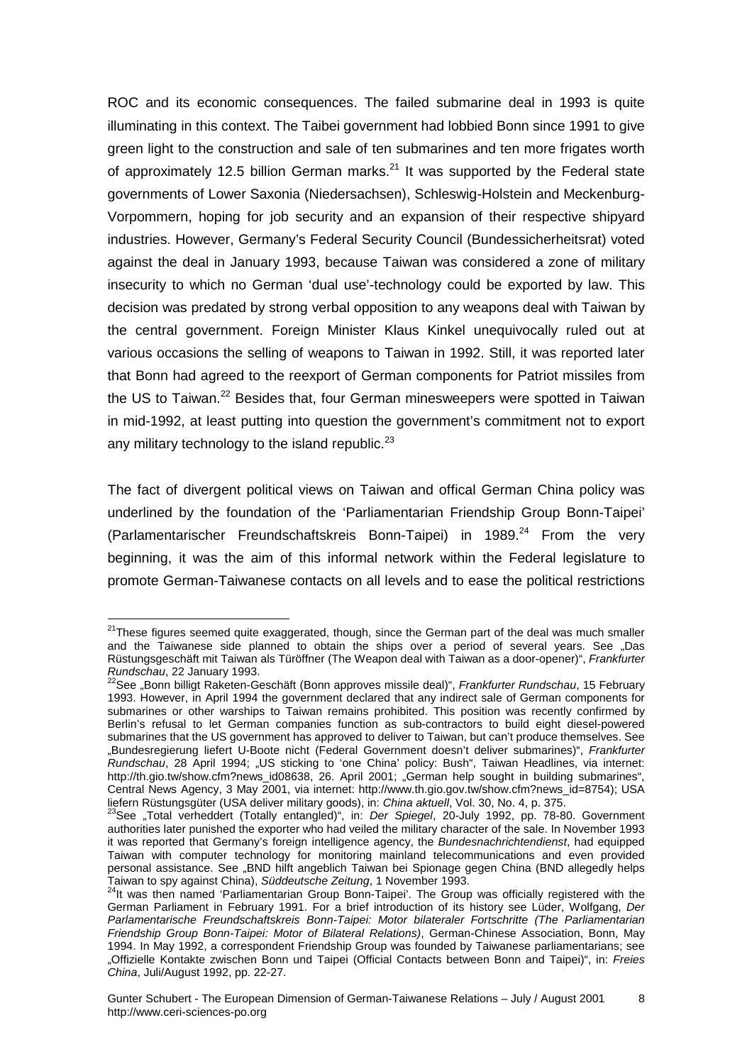ROC and its economic consequences. The failed submarine deal in 1993 is quite illuminating in this context. The Taibei government had lobbied Bonn since 1991 to give green light to the construction and sale of ten submarines and ten more frigates worth of approximately 12.5 billion German marks.[21] It was supported by the Federal state governments of Lower Saxonia (Niedersachsen), Schleswig-Holstein and Meckenburg-Vorpommern, hoping for job security and an expansion of their respective shipyard industries. However, Germany's Federal Security Council (Bundessicherheitsrat) voted against the deal in January 1993, because Taiwan was considered a zone of military insecurity to which no German 'dual use'-technology could be exported by law. This decision was predated by strong verbal opposition to any weapons deal with Taiwan by the central government. Foreign Minister Klaus Kinkel unequivocally ruled out at various occasions the selling of weapons to Taiwan in 1992. Still, it was reported later that Bonn had agreed to the reexport of German components for Patriot missiles from the US to Taiwan.[22] Besides that, four German minesweepers were spotted in Taiwan in mid-1992, at least putting into question the government's commitment not to export any military technology to the island republic.[23]

The fact of divergent political views on Taiwan and offical German China policy was underlined by the foundation of the 'Parliamentarian Friendship Group Bonn-Taipei' (Parlamentarischer Freundschaftskreis Bonn-Taipei) in 1989.[24] From the very beginning, it was the aim of this informal network within the Federal legislature to promote German-Taiwanese contacts on all levels and to ease the political restrictions

---

[21] These figures seemed quite exaggerated, though, since the German part of the deal was much smaller and the Taiwanese side planned to obtain the ships over a period of several years. See „Das Rüstungsgeschäft mit Taiwan als Türöffner (The Weapon deal with Taiwan as a door-opener)", *Frankfurter Rundschau*, 22 January 1993.

[22] See „Bonn billigt Raketen-Geschäft (Bonn approves missile deal)", *Frankfurter Rundschau*, 15 February 1993. However, in April 1994 the government declared that any indirect sale of German components for submarines or other warships to Taiwan remains prohibited. This position was recently confirmed by Berlin's refusal to let German companies function as sub-contractors to build eight diesel-powered submarines that the US government has approved to deliver to Taiwan, but can't produce themselves. See „Bundesregierung liefert U-Boote nicht (Federal Government doesn't deliver submarines)", *Frankfurter Rundschau*, 28 April 1994; „US sticking to 'one China' policy: Bush", Taiwan Headlines, via internet: http://th.gio.tw/show.cfm?news_id08638, 26. April 2001; „German help sought in building submarines", Central News Agency, 3 May 2001, via internet: http://www.th.gio.gov.tw/show.cfm?news_id=8754); USA liefern Rüstungsgüter (USA deliver military goods), in: *China aktuell*, Vol. 30, No. 4, p. 375.

[23] See „Total verheddert (Totally entangled)", in: *Der Spiegel*, 20-July 1992, pp. 78-80. Government authorities later punished the exporter who had veiled the military character of the sale. In November 1993 it was reported that Germany's foreign intelligence agency, the *Bundesnachrichtendienst*, had equipped Taiwan with computer technology for monitoring mainland telecommunications and even provided personal assistance. See „BND hilft angeblich Taiwan bei Spionage gegen China (BND allegedly helps Taiwan to spy against China), *Süddeutsche Zeitung*, 1 November 1993.

[24] It was then named 'Parliamentarian Group Bonn-Taipei'. The Group was officially registered with the German Parliament in February 1991. For a brief introduction of its history see Lüder, Wolfgang, *Der Parlamentarische Freundschaftskreis Bonn-Taipei: Motor bilateraler Fortschritte (The Parliamentarian Friendship Group Bonn-Taipei: Motor of Bilateral Relations)*, German-Chinese Association, Bonn, May 1994. In May 1992, a correspondent Friendship Group was founded by Taiwanese parliamentarians; see „Offizielle Kontakte zwischen Bonn und Taipei (Official Contacts between Bonn and Taipei)", in: *Freies China*, Juli/August 1992, pp. 22-27.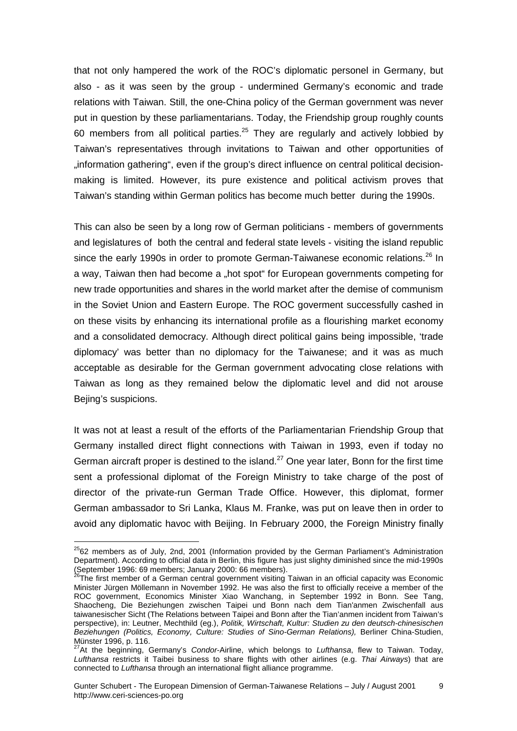that not only hampered the work of the ROC's diplomatic personel in Germany, but also - as it was seen by the group - undermined Germany's economic and trade relations with Taiwan. Still, the one-China policy of the German government was never put in question by these parliamentarians. Today, the Friendship group roughly counts 60 members from all political parties.[25] They are regularly and actively lobbied by Taiwan's representatives through invitations to Taiwan and other opportunities of „information gathering", even if the group's direct influence on central political decision-making is limited. However, its pure existence and political activism proves that Taiwan's standing within German politics has become much better during the 1990s.

This can also be seen by a long row of German politicians - members of governments and legislatures of both the central and federal state levels - visiting the island republic since the early 1990s in order to promote German-Taiwanese economic relations.[26] In a way, Taiwan then had become a „hot spot" for European governments competing for new trade opportunities and shares in the world market after the demise of communism in the Soviet Union and Eastern Europe. The ROC goverment successfully cashed in on these visits by enhancing its international profile as a flourishing market economy and a consolidated democracy. Although direct political gains being impossible, 'trade diplomacy' was better than no diplomacy for the Taiwanese; and it was as much acceptable as desirable for the German government advocating close relations with Taiwan as long as they remained below the diplomatic level and did not arouse Bejing's suspicions.

It was not at least a result of the efforts of the Parliamentarian Friendship Group that Germany installed direct flight connections with Taiwan in 1993, even if today no German aircraft proper is destined to the island.[27] One year later, Bonn for the first time sent a professional diplomat of the Foreign Ministry to take charge of the post of director of the private-run German Trade Office. However, this diplomat, former German ambassador to Sri Lanka, Klaus M. Franke, was put on leave then in order to avoid any diplomatic havoc with Beijing. In February 2000, the Foreign Ministry finally

---

[25] 62 members as of July, 2nd, 2001 (Information provided by the German Parliament's Administration Department). According to official data in Berlin, this figure has just slighty diminished since the mid-1990s (September 1996: 69 members; January 2000: 66 members).

[26] The first member of a German central government visiting Taiwan in an official capacity was Economic Minister Jürgen Möllemann in November 1992. He was also the first to officially receive a member of the ROC government, Economics Minister Xiao Wanchang, in September 1992 in Bonn. See Tang, Shaocheng, Die Beziehungen zwischen Taipei und Bonn nach dem Tian'anmen Zwischenfall aus taiwanesischer Sicht (The Relations between Taipei and Bonn after the Tian'anmen incident from Taiwan's perspective), in: Leutner, Mechthild (eg.), *Politik, Wirtschaft, Kultur: Studien zu den deutsch-chinesischen Beziehungen (Politics, Economy, Culture: Studies of Sino-German Relations),* Berliner China-Studien, Münster 1996, p. 116.

[27] At the beginning, Germany's *Condor*-Airline, which belongs to *Lufthansa*, flew to Taiwan. Today, *Lufthansa* restricts it Taibei business to share flights with other airlines (e.g. *Thai Airways*) that are connected to *Lufthansa* through an international flight alliance programme.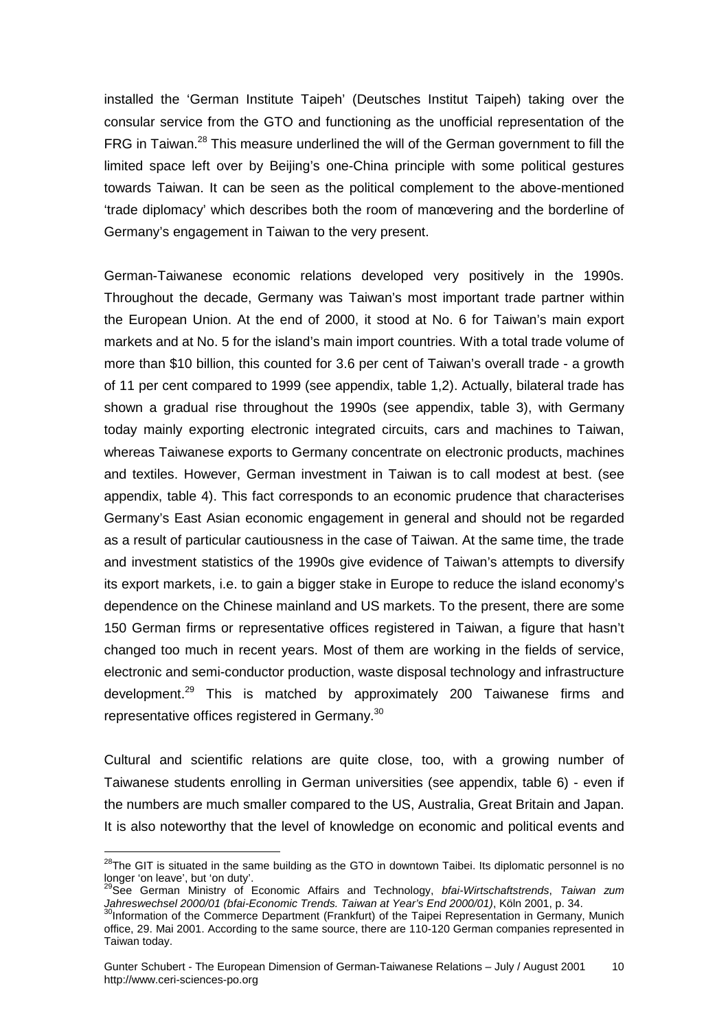installed the 'German Institute Taipeh' (Deutsches Institut Taipeh) taking over the consular service from the GTO and functioning as the unofficial representation of the FRG in Taiwan.[28] This measure underlined the will of the German government to fill the limited space left over by Beijing's one-China principle with some political gestures towards Taiwan. It can be seen as the political complement to the above-mentioned 'trade diplomacy' which describes both the room of manœvering and the borderline of Germany's engagement in Taiwan to the very present.

German-Taiwanese economic relations developed very positively in the 1990s. Throughout the decade, Germany was Taiwan's most important trade partner within the European Union. At the end of 2000, it stood at No. 6 for Taiwan's main export markets and at No. 5 for the island's main import countries. With a total trade volume of more than $10 billion, this counted for 3.6 per cent of Taiwan's overall trade - a growth of 11 per cent compared to 1999 (see appendix, table 1,2). Actually, bilateral trade has shown a gradual rise throughout the 1990s (see appendix, table 3), with Germany today mainly exporting electronic integrated circuits, cars and machines to Taiwan, whereas Taiwanese exports to Germany concentrate on electronic products, machines and textiles. However, German investment in Taiwan is to call modest at best. (see appendix, table 4). This fact corresponds to an economic prudence that characterises Germany's East Asian economic engagement in general and should not be regarded as a result of particular cautiousness in the case of Taiwan. At the same time, the trade and investment statistics of the 1990s give evidence of Taiwan's attempts to diversify its export markets, i.e. to gain a bigger stake in Europe to reduce the island economy's dependence on the Chinese mainland and US markets. To the present, there are some 150 German firms or representative offices registered in Taiwan, a figure that hasn't changed too much in recent years. Most of them are working in the fields of service, electronic and semi-conductor production, waste disposal technology and infrastructure development.[29] This is matched by approximately 200 Taiwanese firms and representative offices registered in Germany.[30]

Cultural and scientific relations are quite close, too, with a growing number of Taiwanese students enrolling in German universities (see appendix, table 6) - even if the numbers are much smaller compared to the US, Australia, Great Britain and Japan. It is also noteworthy that the level of knowledge on economic and political events and

---

[28] The GIT is situated in the same building as the GTO in downtown Taibei. Its diplomatic personnel is no longer 'on leave', but 'on duty'.

[29] See German Ministry of Economic Affairs and Technology, *bfai-Wirtschaftstrends*, *Taiwan zum Jahreswechsel 2000/01 (bfai-Economic Trends. Taiwan at Year's End 2000/01)*, Köln 2001, p. 34.

[30] Information of the Commerce Department (Frankfurt) of the Taipei Representation in Germany, Munich office, 29. Mai 2001. According to the same source, there are 110-120 German companies represented in Taiwan today.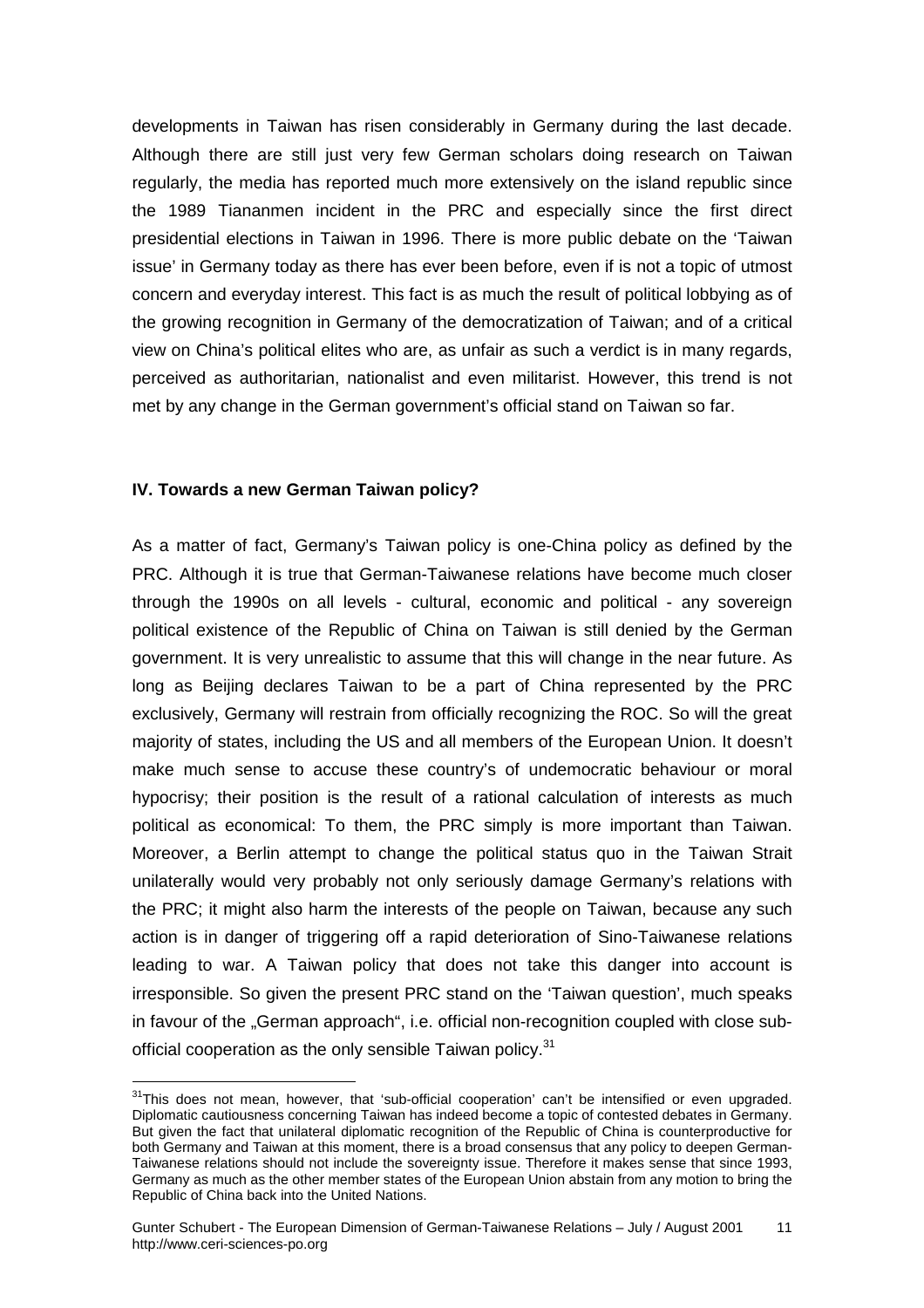developments in Taiwan has risen considerably in Germany during the last decade. Although there are still just very few German scholars doing research on Taiwan regularly, the media has reported much more extensively on the island republic since the 1989 Tiananmen incident in the PRC and especially since the first direct presidential elections in Taiwan in 1996. There is more public debate on the 'Taiwan issue' in Germany today as there has ever been before, even if is not a topic of utmost concern and everyday interest. This fact is as much the result of political lobbying as of the growing recognition in Germany of the democratization of Taiwan; and of a critical view on China's political elites who are, as unfair as such a verdict is in many regards, perceived as authoritarian, nationalist and even militarist. However, this trend is not met by any change in the German government's official stand on Taiwan so far.

**IV. Towards a new German Taiwan policy?**

As a matter of fact, Germany's Taiwan policy is one-China policy as defined by the PRC. Although it is true that German-Taiwanese relations have become much closer through the 1990s on all levels - cultural, economic and political - any sovereign political existence of the Republic of China on Taiwan is still denied by the German government. It is very unrealistic to assume that this will change in the near future. As long as Beijing declares Taiwan to be a part of China represented by the PRC exclusively, Germany will restrain from officially recognizing the ROC. So will the great majority of states, including the US and all members of the European Union. It doesn't make much sense to accuse these country's of undemocratic behaviour or moral hypocrisy; their position is the result of a rational calculation of interests as much political as economical: To them, the PRC simply is more important than Taiwan. Moreover, a Berlin attempt to change the political status quo in the Taiwan Strait unilaterally would very probably not only seriously damage Germany's relations with the PRC; it might also harm the interests of the people on Taiwan, because any such action is in danger of triggering off a rapid deterioration of Sino-Taiwanese relations leading to war. A Taiwan policy that does not take this danger into account is irresponsible. So given the present PRC stand on the 'Taiwan question', much speaks in favour of the „German approach", i.e. official non-recognition coupled with close sub-official cooperation as the only sensible Taiwan policy.[31]

[31] This does not mean, however, that 'sub-official cooperation' can't be intensified or even upgraded. Diplomatic cautiousness concerning Taiwan has indeed become a topic of contested debates in Germany. But given the fact that unilateral diplomatic recognition of the Republic of China is counterproductive for both Germany and Taiwan at this moment, there is a broad consensus that any policy to deepen German-Taiwanese relations should not include the sovereignty issue. Therefore it makes sense that since 1993, Germany as much as the other member states of the European Union abstain from any motion to bring the Republic of China back into the United Nations.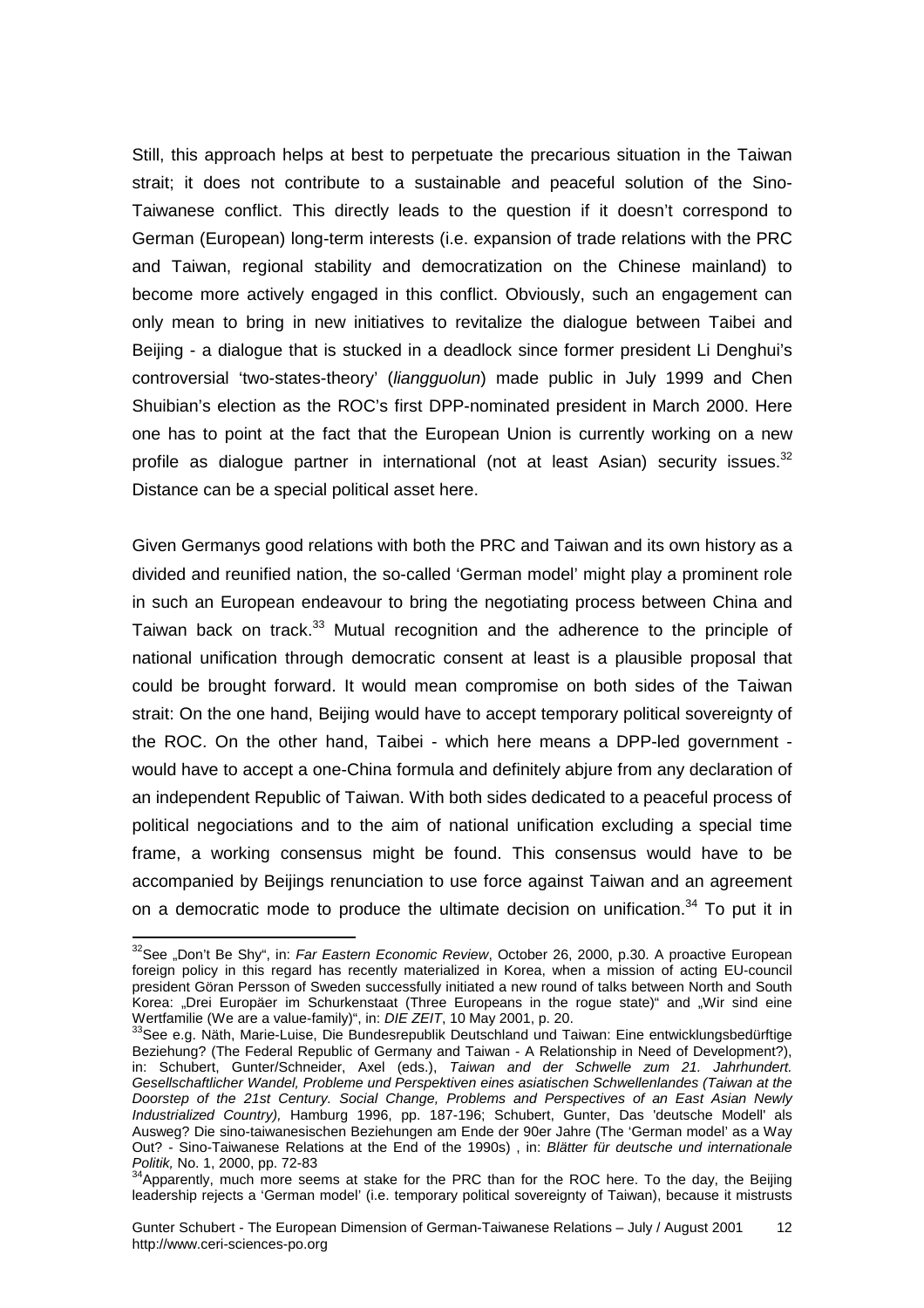Still, this approach helps at best to perpetuate the precarious situation in the Taiwan strait; it does not contribute to a sustainable and peaceful solution of the Sino-Taiwanese conflict. This directly leads to the question if it doesn't correspond to German (European) long-term interests (i.e. expansion of trade relations with the PRC and Taiwan, regional stability and democratization on the Chinese mainland) to become more actively engaged in this conflict. Obviously, such an engagement can only mean to bring in new initiatives to revitalize the dialogue between Taibei and Beijing - a dialogue that is stucked in a deadlock since former president Li Denghui's controversial 'two-states-theory' (*liangguolun*) made public in July 1999 and Chen Shuibian's election as the ROC's first DPP-nominated president in March 2000. Here one has to point at the fact that the European Union is currently working on a new profile as dialogue partner in international (not at least Asian) security issues.[32] Distance can be a special political asset here.

Given Germanys good relations with both the PRC and Taiwan and its own history as a divided and reunified nation, the so-called 'German model' might play a prominent role in such an European endeavour to bring the negotiating process between China and Taiwan back on track.[33] Mutual recognition and the adherence to the principle of national unification through democratic consent at least is a plausible proposal that could be brought forward. It would mean compromise on both sides of the Taiwan strait: On the one hand, Beijing would have to accept temporary political sovereignty of the ROC. On the other hand, Taibei - which here means a DPP-led government - would have to accept a one-China formula and definitely abjure from any declaration of an independent Republic of Taiwan. With both sides dedicated to a peaceful process of political negociations and to the aim of national unification excluding a special time frame, a working consensus might be found. This consensus would have to be accompanied by Beijings renunciation to use force against Taiwan and an agreement on a democratic mode to produce the ultimate decision on unification.[34] To put it in

---

[32] See „Don't Be Shy", in: *Far Eastern Economic Review*, October 26, 2000, p.30. A proactive European foreign policy in this regard has recently materialized in Korea, when a mission of acting EU-council president Göran Persson of Sweden successfully initiated a new round of talks between North and South Korea: „Drei Europäer im Schurkenstaat (Three Europeans in the rogue state)" and „Wir sind eine Wertfamilie (We are a value-family)", in: *DIE ZEIT*, 10 May 2001, p. 20.

[33] See e.g. Näth, Marie-Luise, Die Bundesrepublik Deutschland und Taiwan: Eine entwicklungsbedürftige Beziehung? (The Federal Republic of Germany and Taiwan - A Relationship in Need of Development?), in: Schubert, Gunter/Schneider, Axel (eds.), *Taiwan and der Schwelle zum 21. Jahrhundert. Gesellschaftlicher Wandel, Probleme und Perspektiven eines asiatischen Schwellenlandes (Taiwan at the Doorstep of the 21st Century. Social Change, Problems and Perspectives of an East Asian Newly Industrialized Country),* Hamburg 1996, pp. 187-196; Schubert, Gunter, Das 'deutsche Modell' als Ausweg? Die sino-taiwanesischen Beziehungen am Ende der 90er Jahre (The 'German model' as a Way Out? - Sino-Taiwanese Relations at the End of the 1990s) , in: *Blätter für deutsche und internationale Politik*, No. 1, 2000, pp. 72-83

[34] Apparently, much more seems at stake for the PRC than for the ROC here. To the day, the Beijing leadership rejects a 'German model' (i.e. temporary political sovereignty of Taiwan), because it mistrusts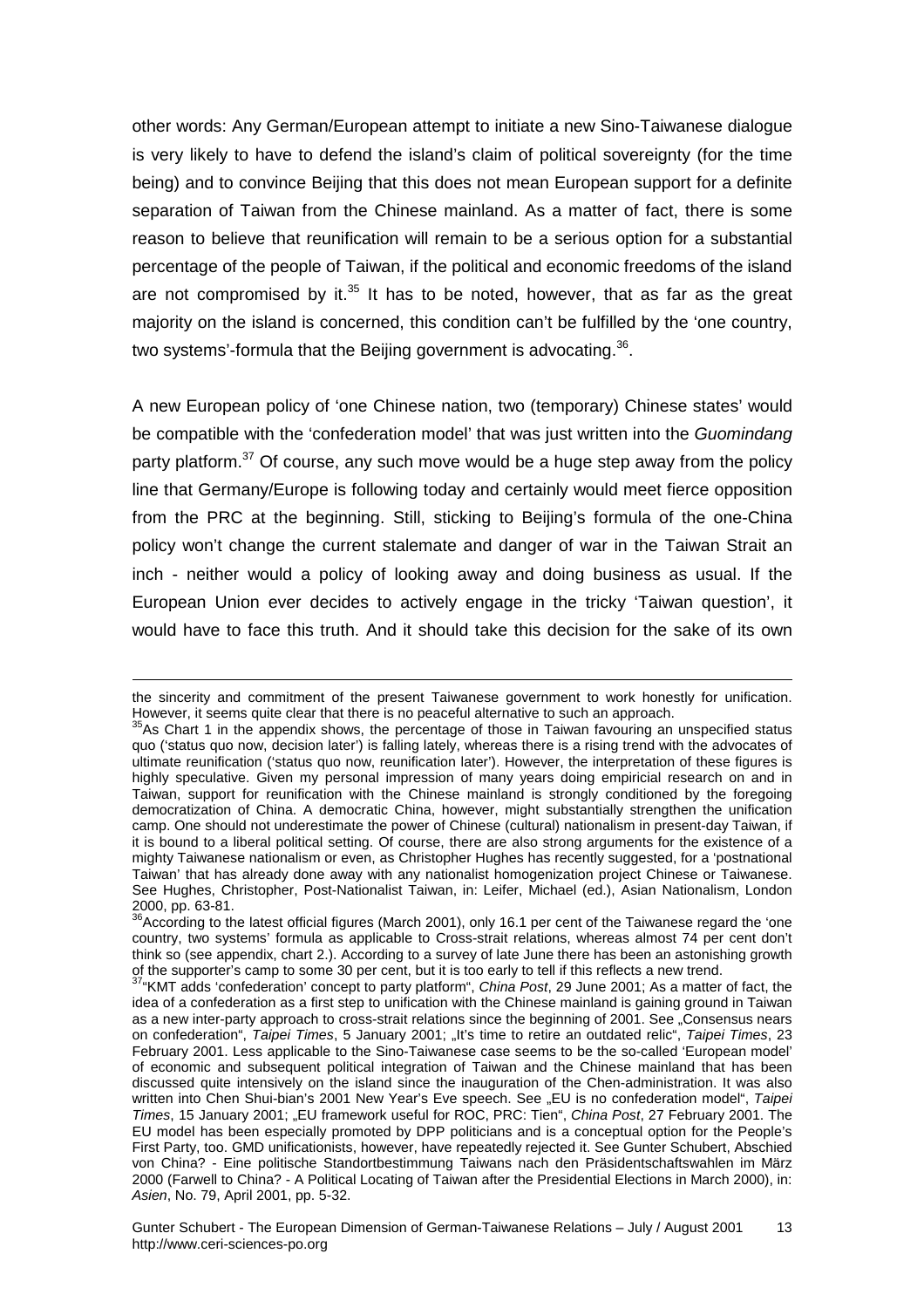other words: Any German/European attempt to initiate a new Sino-Taiwanese dialogue is very likely to have to defend the island's claim of political sovereignty (for the time being) and to convince Beijing that this does not mean European support for a definite separation of Taiwan from the Chinese mainland. As a matter of fact, there is some reason to believe that reunification will remain to be a serious option for a substantial percentage of the people of Taiwan, if the political and economic freedoms of the island are not compromised by it.[35] It has to be noted, however, that as far as the great majority on the island is concerned, this condition can't be fulfilled by the 'one country, two systems'-formula that the Beijing government is advocating.[36].

A new European policy of 'one Chinese nation, two (temporary) Chinese states' would be compatible with the 'confederation model' that was just written into the *Guomindang* party platform.[37] Of course, any such move would be a huge step away from the policy line that Germany/Europe is following today and certainly would meet fierce opposition from the PRC at the beginning. Still, sticking to Beijing's formula of the one-China policy won't change the current stalemate and danger of war in the Taiwan Strait an inch - neither would a policy of looking away and doing business as usual. If the European Union ever decides to actively engage in the tricky 'Taiwan question', it would have to face this truth. And it should take this decision for the sake of its own

---

the sincerity and commitment of the present Taiwanese government to work honestly for unification. However, it seems quite clear that there is no peaceful alternative to such an approach.

[35] As Chart 1 in the appendix shows, the percentage of those in Taiwan favouring an unspecified status quo ('status quo now, decision later') is falling lately, whereas there is a rising trend with the advocates of ultimate reunification ('status quo now, reunification later'). However, the interpretation of these figures is highly speculative. Given my personal impression of many years doing empiricial research on and in Taiwan, support for reunification with the Chinese mainland is strongly conditioned by the foregoing democratization of China. A democratic China, however, might substantially strengthen the unification camp. One should not underestimate the power of Chinese (cultural) nationalism in present-day Taiwan, if it is bound to a liberal political setting. Of course, there are also strong arguments for the existence of a mighty Taiwanese nationalism or even, as Christopher Hughes has recently suggested, for a 'postnational Taiwan' that has already done away with any nationalist homogenization project Chinese or Taiwanese. See Hughes, Christopher, Post-Nationalist Taiwan, in: Leifer, Michael (ed.), Asian Nationalism, London 2000, pp. 63-81.

[36] According to the latest official figures (March 2001), only 16.1 per cent of the Taiwanese regard the 'one country, two systems' formula as applicable to Cross-strait relations, whereas almost 74 per cent don't think so (see appendix, chart 2.). According to a survey of late June there has been an astonishing growth of the supporter's camp to some 30 per cent, but it is too early to tell if this reflects a new trend.

[37] "KMT adds 'confederation' concept to party platform", *China Post*, 29 June 2001; As a matter of fact, the idea of a confederation as a first step to unification with the Chinese mainland is gaining ground in Taiwan as a new inter-party approach to cross-strait relations since the beginning of 2001. See „Consensus nears on confederation", *Taipei Times*, 5 January 2001; „It's time to retire an outdated relic", *Taipei Times*, 23 February 2001. Less applicable to the Sino-Taiwanese case seems to be the so-called 'European model' of economic and subsequent political integration of Taiwan and the Chinese mainland that has been discussed quite intensively on the island since the inauguration of the Chen-administration. It was also written into Chen Shui-bian's 2001 New Year's Eve speech. See „EU is no confederation model", *Taipei Times*, 15 January 2001; „EU framework useful for ROC, PRC: Tien", *China Post*, 27 February 2001. The EU model has been especially promoted by DPP politicians and is a conceptual option for the People's First Party, too. GMD unificationists, however, have repeatedly rejected it. See Gunter Schubert, Abschied von China? - Eine politische Standortbestimmung Taiwans nach den Präsidentschaftswahlen im März 2000 (Farwell to China? - A Political Locating of Taiwan after the Presidential Elections in March 2000), in: *Asien*, No. 79, April 2001, pp. 5-32.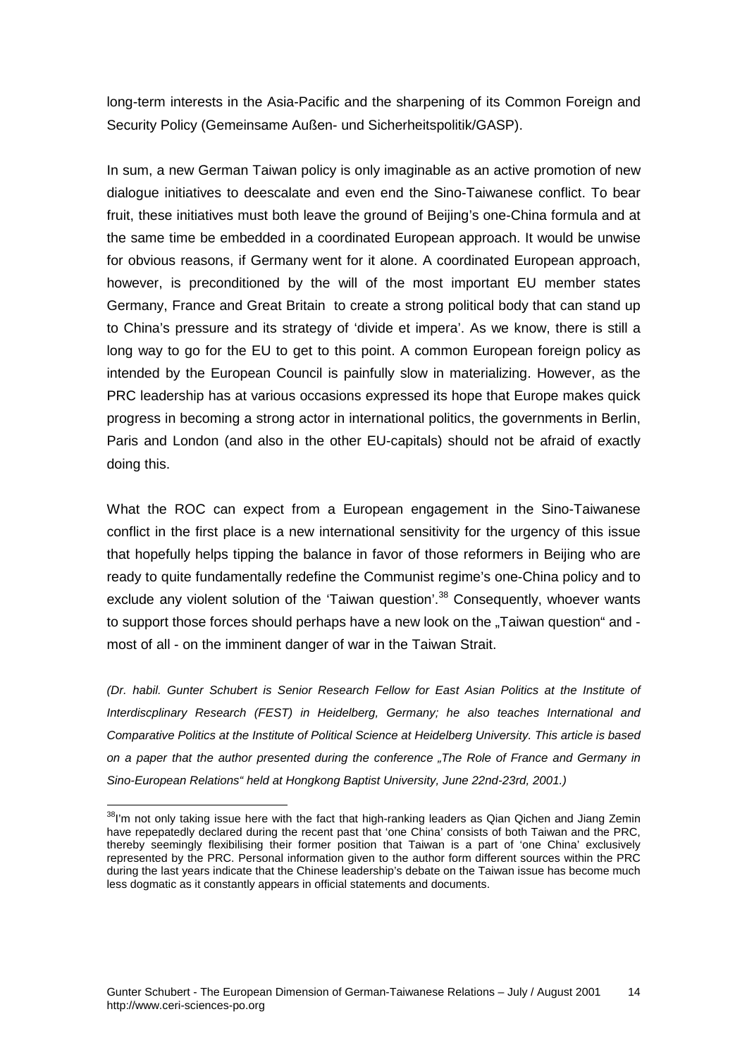long-term interests in the Asia-Pacific and the sharpening of its Common Foreign and Security Policy (Gemeinsame Außen- und Sicherheitspolitik/GASP).

In sum, a new German Taiwan policy is only imaginable as an active promotion of new dialogue initiatives to deescalate and even end the Sino-Taiwanese conflict. To bear fruit, these initiatives must both leave the ground of Beijing's one-China formula and at the same time be embedded in a coordinated European approach. It would be unwise for obvious reasons, if Germany went for it alone. A coordinated European approach, however, is preconditioned by the will of the most important EU member states Germany, France and Great Britain to create a strong political body that can stand up to China's pressure and its strategy of 'divide et impera'. As we know, there is still a long way to go for the EU to get to this point. A common European foreign policy as intended by the European Council is painfully slow in materializing. However, as the PRC leadership has at various occasions expressed its hope that Europe makes quick progress in becoming a strong actor in international politics, the governments in Berlin, Paris and London (and also in the other EU-capitals) should not be afraid of exactly doing this.

What the ROC can expect from a European engagement in the Sino-Taiwanese conflict in the first place is a new international sensitivity for the urgency of this issue that hopefully helps tipping the balance in favor of those reformers in Beijing who are ready to quite fundamentally redefine the Communist regime's one-China policy and to exclude any violent solution of the 'Taiwan question'.[38] Consequently, whoever wants to support those forces should perhaps have a new look on the „Taiwan question" and - most of all - on the imminent danger of war in the Taiwan Strait.

*(Dr. habil. Gunter Schubert is Senior Research Fellow for East Asian Politics at the Institute of Interdiscplinary Research (FEST) in Heidelberg, Germany; he also teaches International and Comparative Politics at the Institute of Political Science at Heidelberg University. This article is based on a paper that the author presented during the conference „The Role of France and Germany in Sino-European Relations" held at Hongkong Baptist University, June 22nd-23rd, 2001.)*

[38] I'm not only taking issue here with the fact that high-ranking leaders as Qian Qichen and Jiang Zemin have repepatedly declared during the recent past that 'one China' consists of both Taiwan and the PRC, thereby seemingly flexibilising their former position that Taiwan is a part of 'one China' exclusively represented by the PRC. Personal information given to the author form different sources within the PRC during the last years indicate that the Chinese leadership's debate on the Taiwan issue has become much less dogmatic as it constantly appears in official statements and documents.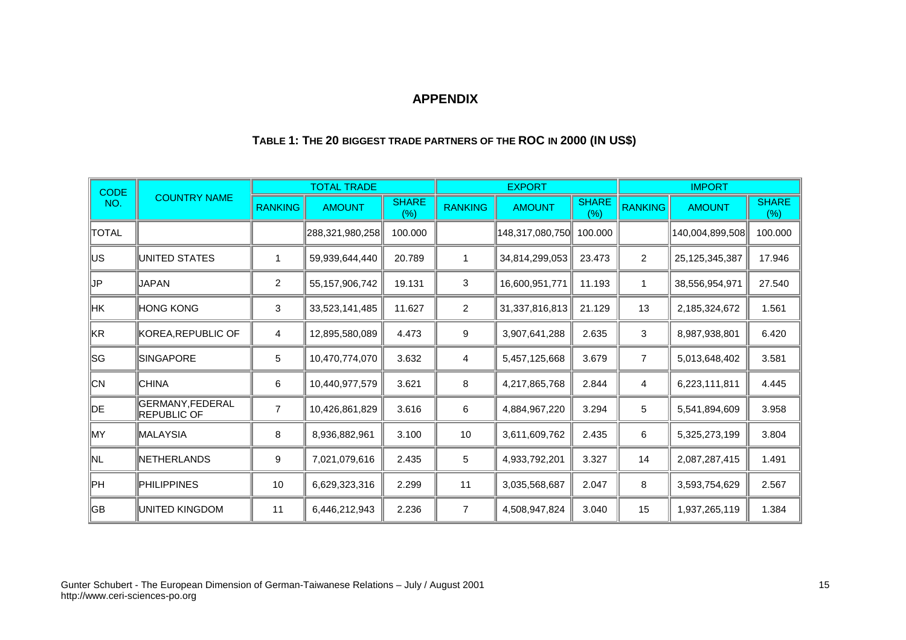## APPENDIX

### TABLE 1: THE 20 BIGGEST TRADE PARTNERS OF THE ROC IN 2000 (IN US$)

| CODE NO. | COUNTRY NAME | TOTAL TRADE | | | EXPORT | | | IMPORT | | |
|---|---|---|---|---|---|---|---|---|---|---|
| | | RANKING | AMOUNT | SHARE (%) | RANKING | AMOUNT | SHARE (%) | RANKING | AMOUNT | SHARE (%) |
| TOTAL | | | 288,321,980,258 | 100.000 | | 148,317,080,750 | 100.000 | | 140,004,899,508 | 100.000 |
| US | UNITED STATES | 1 | 59,939,644,440 | 20.789 | 1 | 34,814,299,053 | 23.473 | 2 | 25,125,345,387 | 17.946 |
| JP | JAPAN | 2 | 55,157,906,742 | 19.131 | 3 | 16,600,951,771 | 11.193 | 1 | 38,556,954,971 | 27.540 |
| HK | HONG KONG | 3 | 33,523,141,485 | 11.627 | 2 | 31,337,816,813 | 21.129 | 13 | 2,185,324,672 | 1.561 |
| KR | KOREA,REPUBLIC OF | 4 | 12,895,580,089 | 4.473 | 9 | 3,907,641,288 | 2.635 | 3 | 8,987,938,801 | 6.420 |
| SG | SINGAPORE | 5 | 10,470,774,070 | 3.632 | 4 | 5,457,125,668 | 3.679 | 7 | 5,013,648,402 | 3.581 |
| CN | CHINA | 6 | 10,440,977,579 | 3.621 | 8 | 4,217,865,768 | 2.844 | 4 | 6,223,111,811 | 4.445 |
| DE | GERMANY,FEDERAL REPUBLIC OF | 7 | 10,426,861,829 | 3.616 | 6 | 4,884,967,220 | 3.294 | 5 | 5,541,894,609 | 3.958 |
| MY | MALAYSIA | 8 | 8,936,882,961 | 3.100 | 10 | 3,611,609,762 | 2.435 | 6 | 5,325,273,199 | 3.804 |
| NL | NETHERLANDS | 9 | 7,021,079,616 | 2.435 | 5 | 4,933,792,201 | 3.327 | 14 | 2,087,287,415 | 1.491 |
| PH | PHILIPPINES | 10 | 6,629,323,316 | 2.299 | 11 | 3,035,568,687 | 2.047 | 8 | 3,593,754,629 | 2.567 |
| GB | UNITED KINGDOM | 11 | 6,446,212,943 | 2.236 | 7 | 4,508,947,824 | 3.040 | 15 | 1,937,265,119 | 1.384 |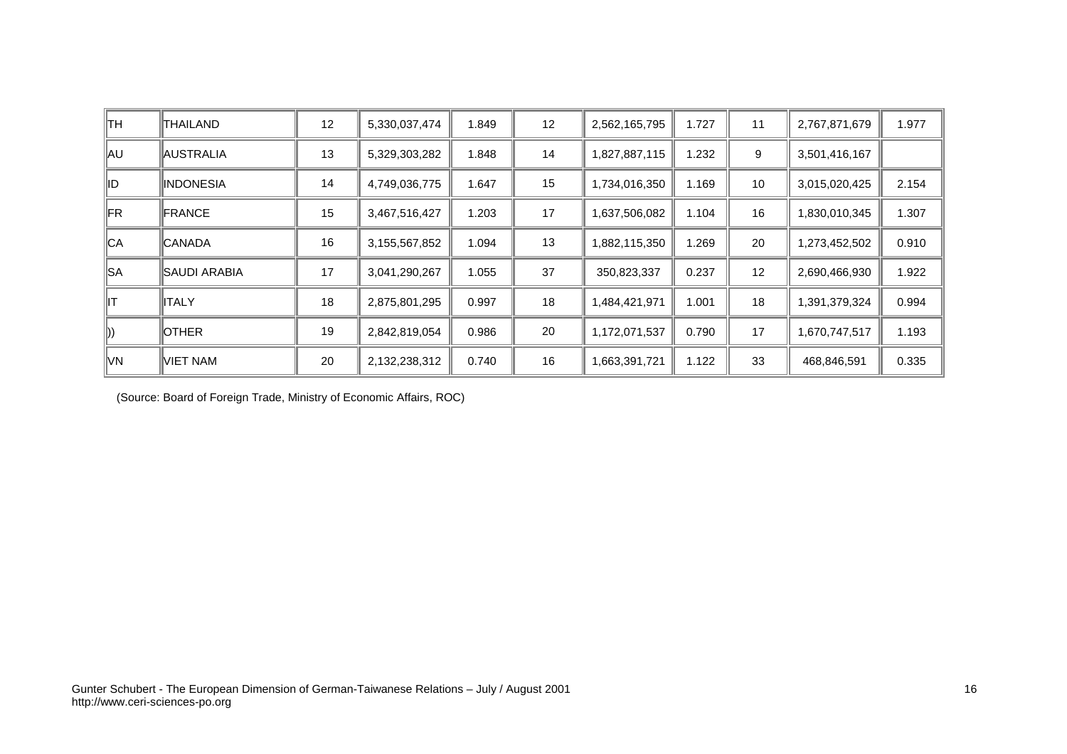| | | | | | | | | | | |
|---|---|---|---|---|---|---|---|---|---|---|
| TH | THAILAND | 12 | 5,330,037,474 | 1.849 | 12 | 2,562,165,795 | 1.727 | 11 | 2,767,871,679 | 1.977 |
| AU | AUSTRALIA | 13 | 5,329,303,282 | 1.848 | 14 | 1,827,887,115 | 1.232 | 9 | 3,501,416,167 | |
| ID | INDONESIA | 14 | 4,749,036,775 | 1.647 | 15 | 1,734,016,350 | 1.169 | 10 | 3,015,020,425 | 2.154 |
| FR | FRANCE | 15 | 3,467,516,427 | 1.203 | 17 | 1,637,506,082 | 1.104 | 16 | 1,830,010,345 | 1.307 |
| CA | CANADA | 16 | 3,155,567,852 | 1.094 | 13 | 1,882,115,350 | 1.269 | 20 | 1,273,452,502 | 0.910 |
| SA | SAUDI ARABIA | 17 | 3,041,290,267 | 1.055 | 37 | 350,823,337 | 0.237 | 12 | 2,690,466,930 | 1.922 |
| IT | ITALY | 18 | 2,875,801,295 | 0.997 | 18 | 1,484,421,971 | 1.001 | 18 | 1,391,379,324 | 0.994 |
| )) | OTHER | 19 | 2,842,819,054 | 0.986 | 20 | 1,172,071,537 | 0.790 | 17 | 1,670,747,517 | 1.193 |
| VN | VIET NAM | 20 | 2,132,238,312 | 0.740 | 16 | 1,663,391,721 | 1.122 | 33 | 468,846,591 | 0.335 |

(Source: Board of Foreign Trade, Ministry of Economic Affairs, ROC)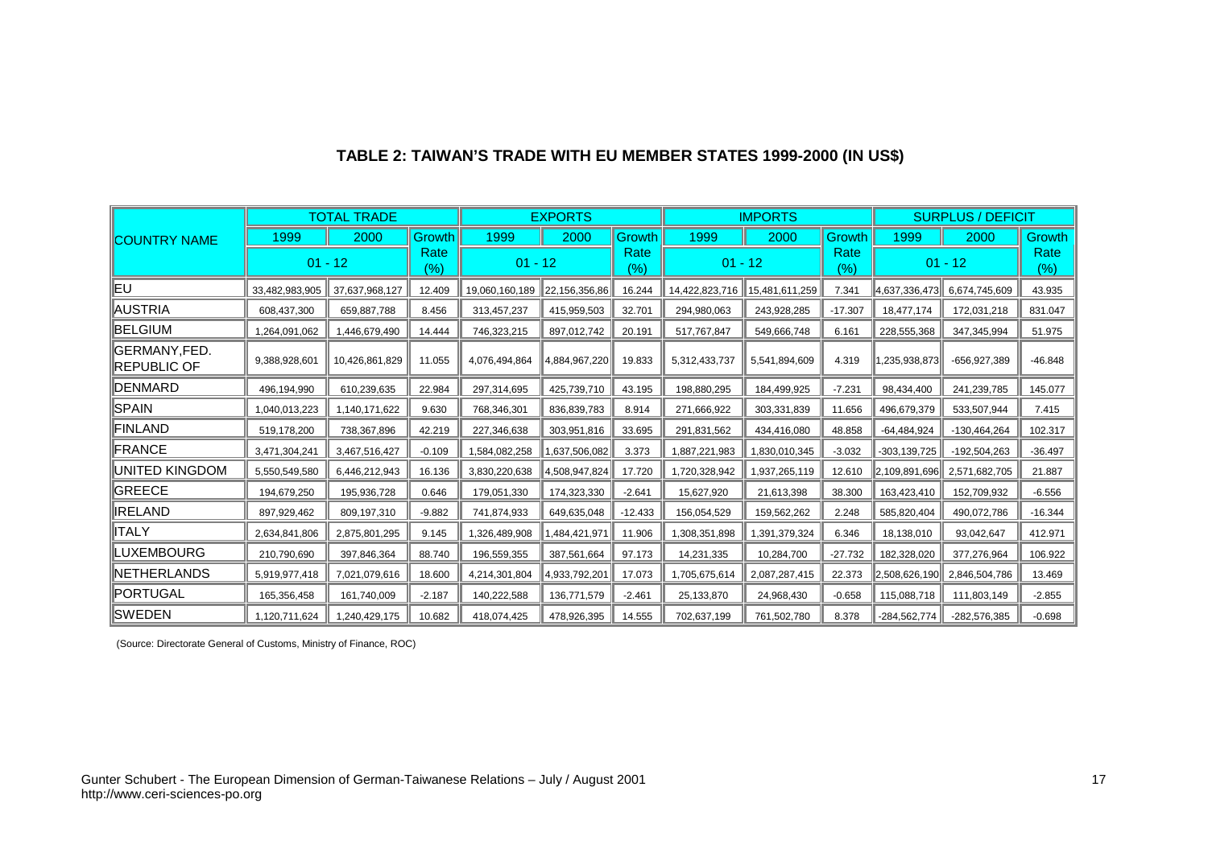**TABLE 2: TAIWAN'S TRADE WITH EU MEMBER STATES 1999-2000 (IN US$)**

| COUNTRY NAME | TOTAL TRADE | | | EXPORTS | | | IMPORTS | | | SURPLUS / DEFICIT | | |
|---|---|---|---|---|---|---|---|---|---|---|---|---|
| | 1999 | 2000 | Growth Rate (%) | 1999 | 2000 | Growth Rate (%) | 1999 | 2000 | Growth Rate (%) | 1999 | 2000 | Growth Rate (%) |
| | 01 - 12 | | | 01 - 12 | | | 01 - 12 | | | 01 - 12 | | |
| EU | 33,482,983,905 | 37,637,968,127 | 12.409 | 19,060,160,189 | 22,156,356,86 | 16.244 | 14,422,823,716 | 15,481,611,259 | 7.341 | 4,637,336,473 | 6,674,745,609 | 43.935 |
| AUSTRIA | 608,437,300 | 659,887,788 | 8.456 | 313,457,237 | 415,959,503 | 32.701 | 294,980,063 | 243,928,285 | -17.307 | 18,477,174 | 172,031,218 | 831.047 |
| BELGIUM | 1,264,091,062 | 1,446,679,490 | 14.444 | 746,323,215 | 897,012,742 | 20.191 | 517,767,847 | 549,666,748 | 6.161 | 228,555,368 | 347,345,994 | 51.975 |
| GERMANY,FED. REPUBLIC OF | 9,388,928,601 | 10,426,861,829 | 11.055 | 4,076,494,864 | 4,884,967,220 | 19.833 | 5,312,433,737 | 5,541,894,609 | 4.319 | 1,235,938,873 | -656,927,389 | -46.848 |
| DENMARD | 496,194,990 | 610,239,635 | 22.984 | 297,314,695 | 425,739,710 | 43.195 | 198,880,295 | 184,499,925 | -7.231 | 98,434,400 | 241,239,785 | 145.077 |
| SPAIN | 1,040,013,223 | 1,140,171,622 | 9.630 | 768,346,301 | 836,839,783 | 8.914 | 271,666,922 | 303,331,839 | 11.656 | 496,679,379 | 533,507,944 | 7.415 |
| FINLAND | 519,178,200 | 738,367,896 | 42.219 | 227,346,638 | 303,951,816 | 33.695 | 291,831,562 | 434,416,080 | 48.858 | -64,484,924 | -130,464,264 | 102.317 |
| FRANCE | 3,471,304,241 | 3,467,516,427 | -0.109 | 1,584,082,258 | 1,637,506,082 | 3.373 | 1,887,221,983 | 1,830,010,345 | -3.032 | -303,139,725 | -192,504,263 | -36.497 |
| UNITED KINGDOM | 5,550,549,580 | 6,446,212,943 | 16.136 | 3,830,220,638 | 4,508,947,824 | 17.720 | 1,720,328,942 | 1,937,265,119 | 12.610 | 2,109,891,696 | 2,571,682,705 | 21.887 |
| GREECE | 194,679,250 | 195,936,728 | 0.646 | 179,051,330 | 174,323,330 | -2.641 | 15,627,920 | 21,613,398 | 38.300 | 163,423,410 | 152,709,932 | -6.556 |
| IRELAND | 897,929,462 | 809,197,310 | -9.882 | 741,874,933 | 649,635,048 | -12.433 | 156,054,529 | 159,562,262 | 2.248 | 585,820,404 | 490,072,786 | -16.344 |
| ITALY | 2,634,841,806 | 2,875,801,295 | 9.145 | 1,326,489,908 | 1,484,421,971 | 11.906 | 1,308,351,898 | 1,391,379,324 | 6.346 | 18,138,010 | 93,042,647 | 412.971 |
| LUXEMBOURG | 210,790,690 | 397,846,364 | 88.740 | 196,559,355 | 387,561,664 | 97.173 | 14,231,335 | 10,284,700 | -27.732 | 182,328,020 | 377,276,964 | 106.922 |
| NETHERLANDS | 5,919,977,418 | 7,021,079,616 | 18.600 | 4,214,301,804 | 4,933,792,201 | 17.073 | 1,705,675,614 | 2,087,287,415 | 22.373 | 2,508,626,190 | 2,846,504,786 | 13.469 |
| PORTUGAL | 165,356,458 | 161,740,009 | -2.187 | 140,222,588 | 136,771,579 | -2.461 | 25,133,870 | 24,968,430 | -0.658 | 115,088,718 | 111,803,149 | -2.855 |
| SWEDEN | 1,120,711,624 | 1,240,429,175 | 10.682 | 418,074,425 | 478,926,395 | 14.555 | 702,637,199 | 761,502,780 | 8.378 | -284,562,774 | -282,576,385 | -0.698 |

(Source: Directorate General of Customs, Ministry of Finance, ROC)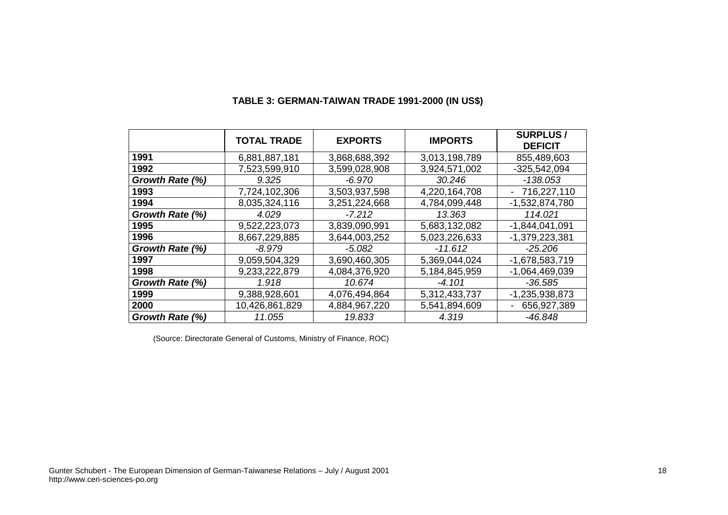**TABLE 3: GERMAN-TAIWAN TRADE 1991-2000 (IN US$)**

| | TOTAL TRADE | EXPORTS | IMPORTS | SURPLUS / DEFICIT |
|---|---|---|---|---|
| **1991** | 6,881,887,181 | 3,868,688,392 | 3,013,198,789 | 855,489,603 |
| **1992** | 7,523,599,910 | 3,599,028,908 | 3,924,571,002 | -325,542,094 |
| ***Growth Rate (%)*** | *9.325* | *-6.970* | *30.246* | *-138.053* |
| **1993** | 7,724,102,306 | 3,503,937,598 | 4,220,164,708 | - 716,227,110 |
| **1994** | 8,035,324,116 | 3,251,224,668 | 4,784,099,448 | -1,532,874,780 |
| ***Growth Rate (%)*** | *4.029* | *-7.212* | *13.363* | *114.021* |
| **1995** | 9,522,223,073 | 3,839,090,991 | 5,683,132,082 | -1,844,041,091 |
| **1996** | 8,667,229,885 | 3,644,003,252 | 5,023,226,633 | -1,379,223,381 |
| ***Growth Rate (%)*** | *-8.979* | *-5.082* | *-11.612* | *-25.206* |
| **1997** | 9,059,504,329 | 3,690,460,305 | 5,369,044,024 | -1,678,583,719 |
| **1998** | 9,233,222,879 | 4,084,376,920 | 5,184,845,959 | -1,064,469,039 |
| ***Growth Rate (%)*** | *1.918* | *10.674* | *-4.101* | *-36.585* |
| **1999** | 9,388,928,601 | 4,076,494,864 | 5,312,433,737 | -1,235,938,873 |
| **2000** | 10,426,861,829 | 4,884,967,220 | 5,541,894,609 | - 656,927,389 |
| ***Growth Rate (%)*** | *11.055* | *19.833* | *4.319* | *-46.848* |

(Source: Directorate General of Customs, Ministry of Finance, ROC)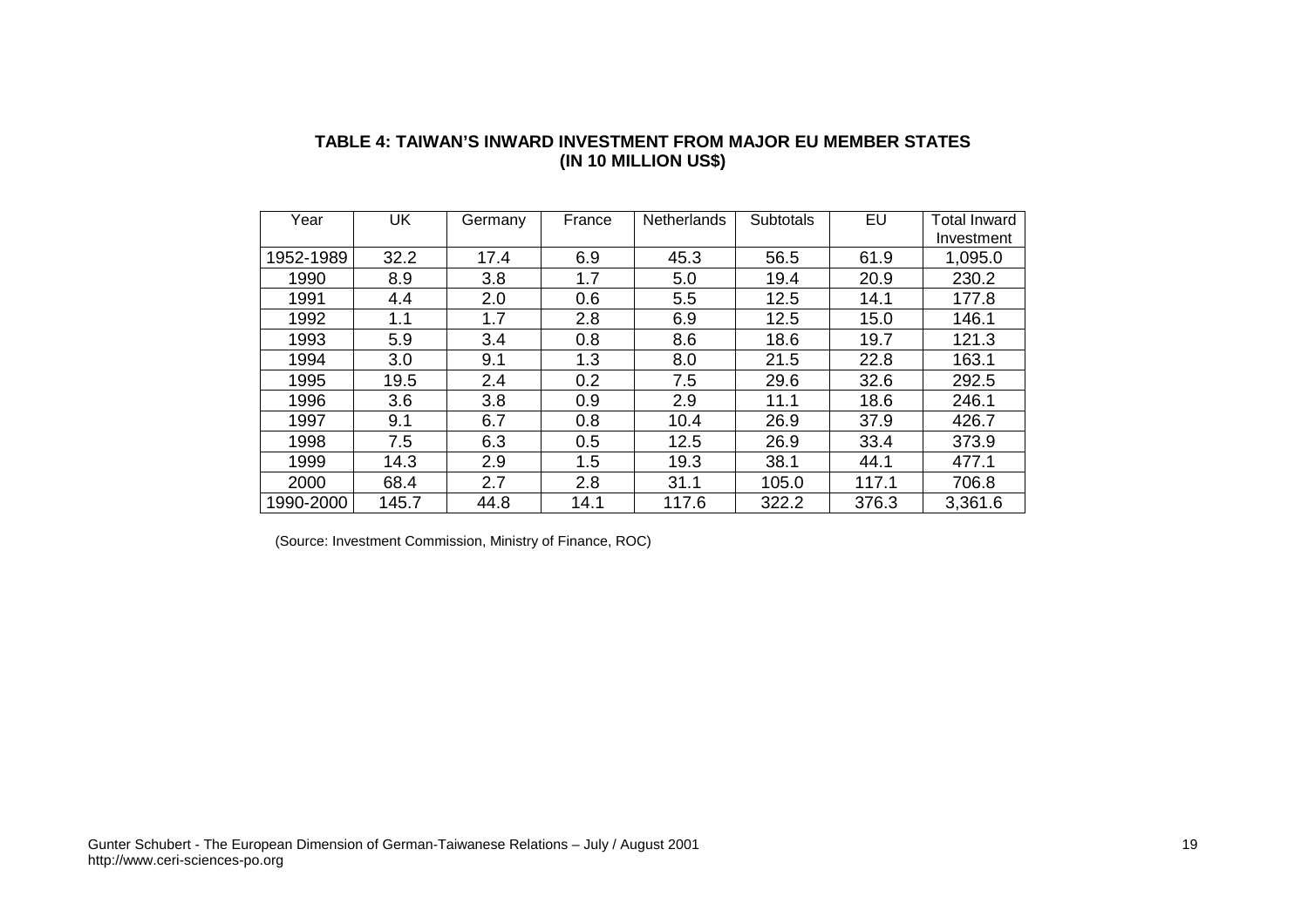**TABLE 4: TAIWAN'S INWARD INVESTMENT FROM MAJOR EU MEMBER STATES (IN 10 MILLION US$)**

| Year | UK | Germany | France | Netherlands | Subtotals | EU | Total Inward Investment |
|---|---|---|---|---|---|---|---|
| 1952-1989 | 32.2 | 17.4 | 6.9 | 45.3 | 56.5 | 61.9 | 1,095.0 |
| 1990 | 8.9 | 3.8 | 1.7 | 5.0 | 19.4 | 20.9 | 230.2 |
| 1991 | 4.4 | 2.0 | 0.6 | 5.5 | 12.5 | 14.1 | 177.8 |
| 1992 | 1.1 | 1.7 | 2.8 | 6.9 | 12.5 | 15.0 | 146.1 |
| 1993 | 5.9 | 3.4 | 0.8 | 8.6 | 18.6 | 19.7 | 121.3 |
| 1994 | 3.0 | 9.1 | 1.3 | 8.0 | 21.5 | 22.8 | 163.1 |
| 1995 | 19.5 | 2.4 | 0.2 | 7.5 | 29.6 | 32.6 | 292.5 |
| 1996 | 3.6 | 3.8 | 0.9 | 2.9 | 11.1 | 18.6 | 246.1 |
| 1997 | 9.1 | 6.7 | 0.8 | 10.4 | 26.9 | 37.9 | 426.7 |
| 1998 | 7.5 | 6.3 | 0.5 | 12.5 | 26.9 | 33.4 | 373.9 |
| 1999 | 14.3 | 2.9 | 1.5 | 19.3 | 38.1 | 44.1 | 477.1 |
| 2000 | 68.4 | 2.7 | 2.8 | 31.1 | 105.0 | 117.1 | 706.8 |
| 1990-2000 | 145.7 | 44.8 | 14.1 | 117.6 | 322.2 | 376.3 | 3,361.6 |

(Source: Investment Commission, Ministry of Finance, ROC)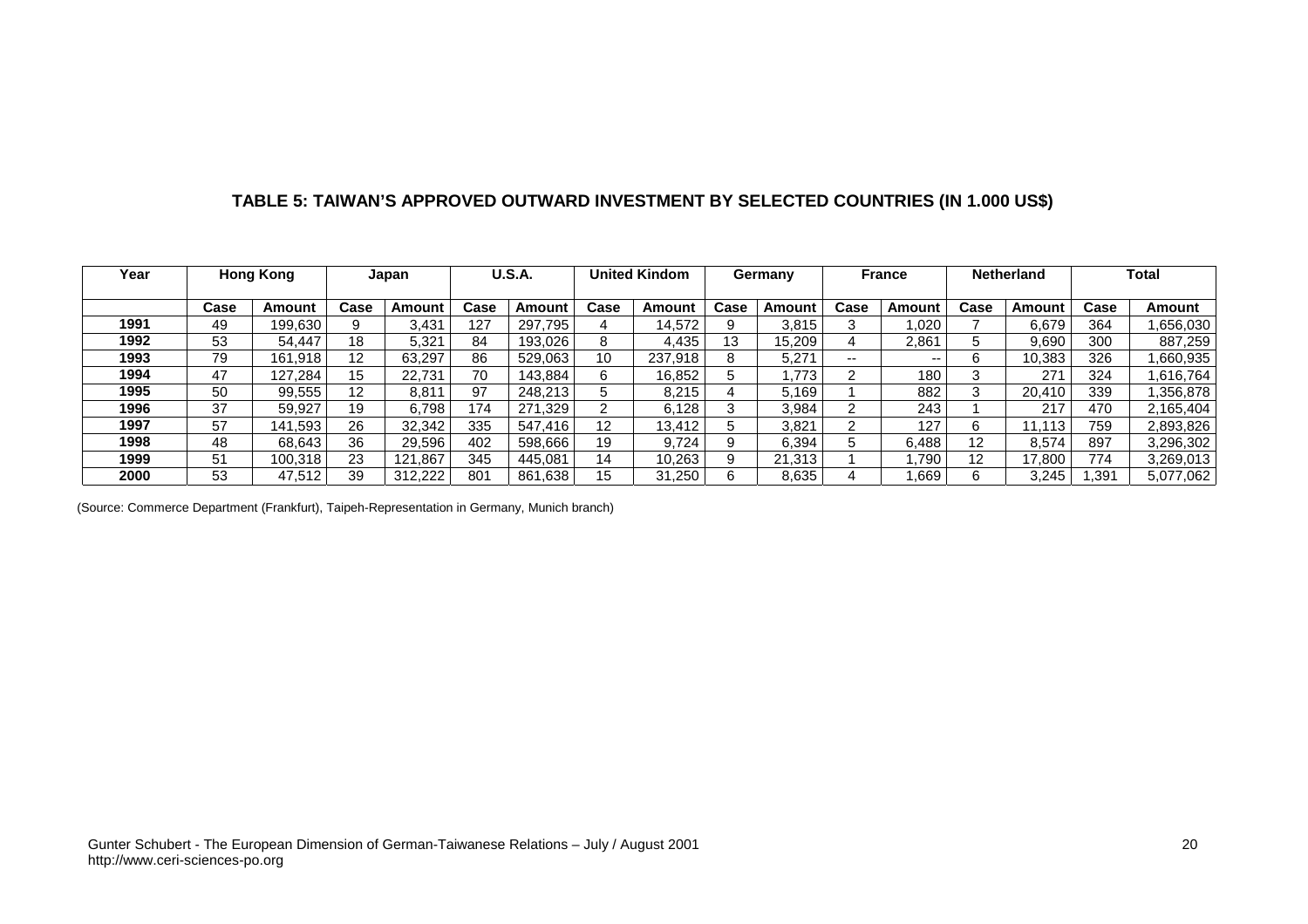**TABLE 5: TAIWAN'S APPROVED OUTWARD INVESTMENT BY SELECTED COUNTRIES (IN 1.000 US$)**

| Year | Hong Kong | | Japan | | U.S.A. | | United Kindom | | Germany | | France | | Netherland | | Total | |
|---|---|---|---|---|---|---|---|---|---|---|---|---|---|---|---|---|
| | Case | Amount | Case | Amount | Case | Amount | Case | Amount | Case | Amount | Case | Amount | Case | Amount | Case | Amount |
| **1991** | 49 | 199,630 | 9 | 3,431 | 127 | 297,795 | 4 | 14,572 | 9 | 3,815 | 3 | 1,020 | 7 | 6,679 | 364 | 1,656,030 |
| **1992** | 53 | 54,447 | 18 | 5,321 | 84 | 193,026 | 8 | 4,435 | 13 | 15,209 | 4 | 2,861 | 5 | 9,690 | 300 | 887,259 |
| **1993** | 79 | 161,918 | 12 | 63,297 | 86 | 529,063 | 10 | 237,918 | 8 | 5,271 | -- | -- | 6 | 10,383 | 326 | 1,660,935 |
| **1994** | 47 | 127,284 | 15 | 22,731 | 70 | 143,884 | 6 | 16,852 | 5 | 1,773 | 2 | 180 | 3 | 271 | 324 | 1,616,764 |
| **1995** | 50 | 99,555 | 12 | 8,811 | 97 | 248,213 | 5 | 8,215 | 4 | 5,169 | 1 | 882 | 3 | 20,410 | 339 | 1,356,878 |
| **1996** | 37 | 59,927 | 19 | 6,798 | 174 | 271,329 | 2 | 6,128 | 3 | 3,984 | 2 | 243 | 1 | 217 | 470 | 2,165,404 |
| **1997** | 57 | 141,593 | 26 | 32,342 | 335 | 547,416 | 12 | 13,412 | 5 | 3,821 | 2 | 127 | 6 | 11,113 | 759 | 2,893,826 |
| **1998** | 48 | 68,643 | 36 | 29,596 | 402 | 598,666 | 19 | 9,724 | 9 | 6,394 | 5 | 6,488 | 12 | 8,574 | 897 | 3,296,302 |
| **1999** | 51 | 100,318 | 23 | 121,867 | 345 | 445,081 | 14 | 10,263 | 9 | 21,313 | 1 | 1,790 | 12 | 17,800 | 774 | 3,269,013 |
| **2000** | 53 | 47,512 | 39 | 312,222 | 801 | 861,638 | 15 | 31,250 | 6 | 8,635 | 4 | 1,669 | 6 | 3,245 | 1,391 | 5,077,062 |

(Source: Commerce Department (Frankfurt), Taipeh-Representation in Germany, Munich branch)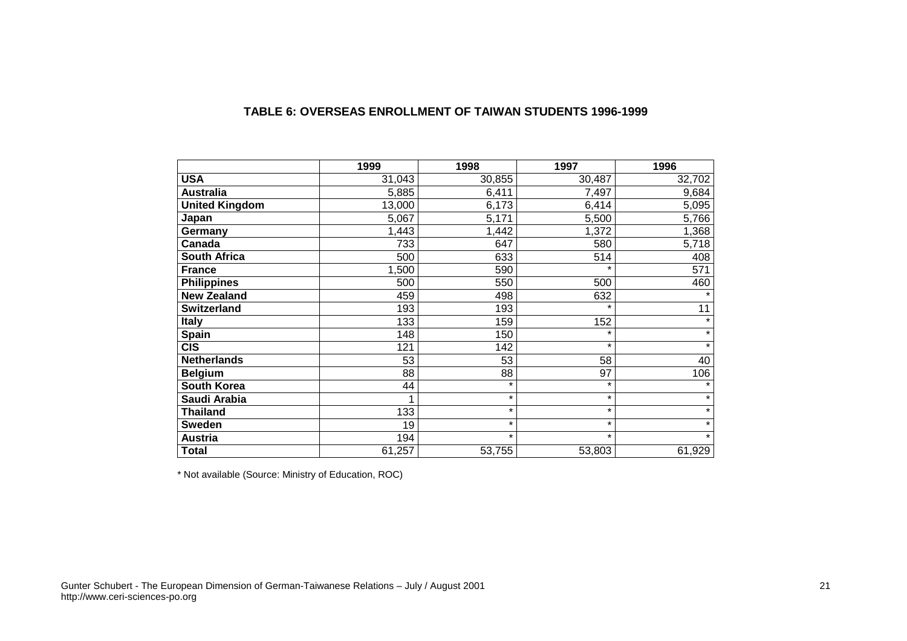**TABLE 6: OVERSEAS ENROLLMENT OF TAIWAN STUDENTS 1996-1999**

| | 1999 | 1998 | 1997 | 1996 |
|---|---|---|---|---|
| **USA** | 31,043 | 30,855 | 30,487 | 32,702 |
| **Australia** | 5,885 | 6,411 | 7,497 | 9,684 |
| **United Kingdom** | 13,000 | 6,173 | 6,414 | 5,095 |
| **Japan** | 5,067 | 5,171 | 5,500 | 5,766 |
| **Germany** | 1,443 | 1,442 | 1,372 | 1,368 |
| **Canada** | 733 | 647 | 580 | 5,718 |
| **South Africa** | 500 | 633 | 514 | 408 |
| **France** | 1,500 | 590 | * | 571 |
| **Philippines** | 500 | 550 | 500 | 460 |
| **New Zealand** | 459 | 498 | 632 | * |
| **Switzerland** | 193 | 193 | * | 11 |
| **Italy** | 133 | 159 | 152 | * |
| **Spain** | 148 | 150 | * | * |
| **CIS** | 121 | 142 | * | * |
| **Netherlands** | 53 | 53 | 58 | 40 |
| **Belgium** | 88 | 88 | 97 | 106 |
| **South Korea** | 44 | * | * | * |
| **Saudi Arabia** | 1 | * | * | * |
| **Thailand** | 133 | * | * | * |
| **Sweden** | 19 | * | * | * |
| **Austria** | 194 | * | * | * |
| **Total** | 61,257 | 53,755 | 53,803 | 61,929 |

* Not available (Source: Ministry of Education, ROC)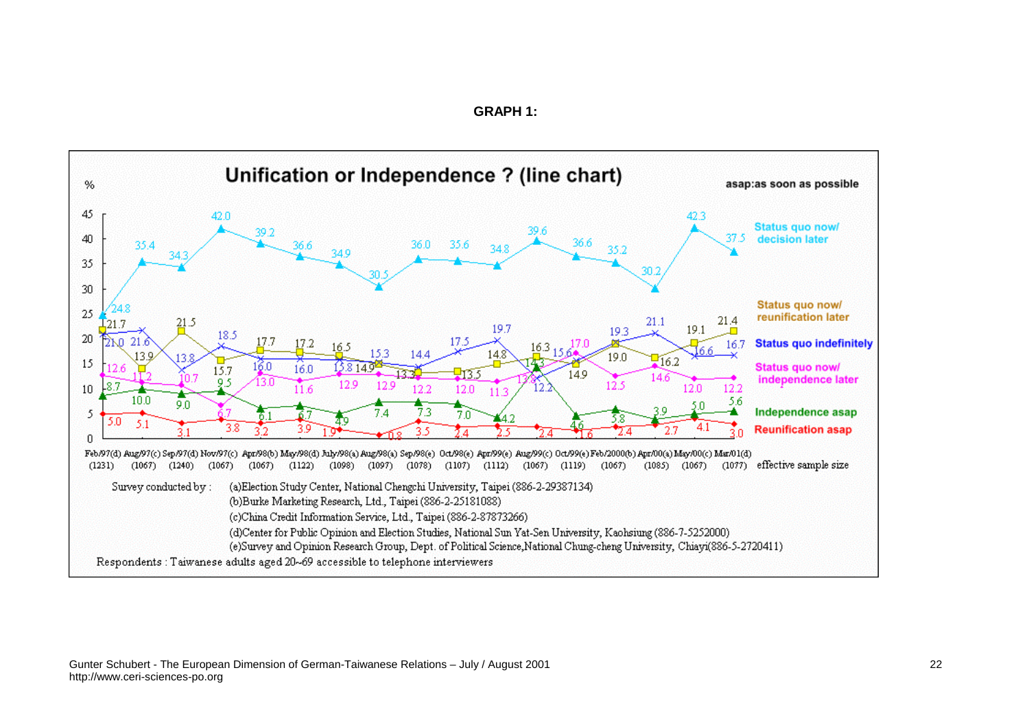**GRAPH 1:**

## Unification or Independence ? (line chart)

asap:as soon as possible

Series:
- Status quo now/ decision later
- Status quo now/ reunification later
- Status quo indefinitely
- Status quo now/ independence later
- Independence asap
- Reunification asap

| Survey | Effective sample size |
|---|---|
| Feb/97(d) | (1231) |
| Aug/97(c) | (1067) |
| Sep/97(d) | (1240) |
| Nov/97(c) | (1067) |
| Apr/98(b) | (1067) |
| May/98(d) | (1122) |
| July/98(a) | (1098) |
| Aug/98(a) | (1097) |
| Sep/98(e) | (1078) |
| Oct/98(e) | (1107) |
| Apr/99(e) | (1112) |
| Aug/99(c) | (1067) |
| Oct/99(e) | (1119) |
| Feb/2000(b) | (1067) |
| Apr/00(a) | (1085) |
| May/00(c) | (1067) |
| Mar/01(d) | (1077) |

Survey conducted by :
- (a)Election Study Center, National Chengchi University, Taipei (886-2-29387134)
- (b)Burke Marketing Research, Ltd., Taipei (886-2-25181088)
- (c)China Credit Information Service, Ltd., Taipei (886-2-87873266)
- (d)Center for Public Opinion and Election Studies, National Sun Yat-Sen University, Kaohsiung (886-7-5252000)
- (e)Survey and Opinion Research Group, Dept. of Political Science,National Chung-cheng University, Chiayi(886-5-2720411)

Respondents : Taiwanese adults aged 20~69 accessible to telephone interviewers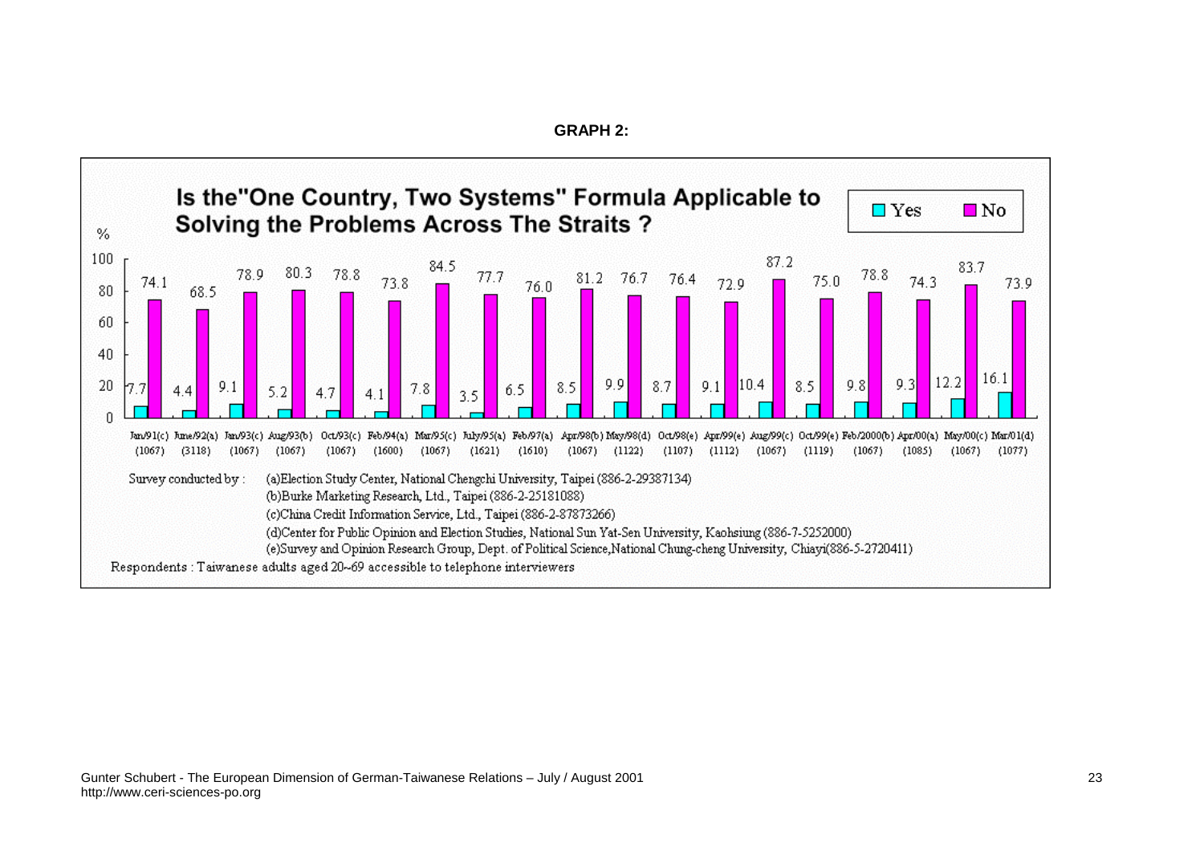**GRAPH 2:**

Is the"One Country, Two Systems" Formula Applicable to Solving the Problems Across The Straits ?

Yes No

%

100
80
60
40
20
0

74.1 68.5 78.9 80.3 78.8 73.8 84.5 77.7 76.0 81.2 76.7 76.4 72.9 87.2 75.0 78.8 74.3 83.7 73.9

7.7 4.4 9.1 5.2 4.7 4.1 7.8 3.5 6.5 8.5 9.9 8.7 9.1 10.4 8.5 9.8 9.3 12.2 16.1

Jan/91(c) (1067) June/92(a) (3118) Jan/93(c) (1067) Aug/93(b) (1067) Oct/93(c) (1067) Feb/94(a) (1600) Mar/95(c) (1067) July/95(a) (1621) Feb/97(a) (1610) Apr/98(b) (1067) May/98(d) (1122) Oct/98(e) (1107) Apr/99(e) (1112) Aug/99(c) (1067) Oct/99(e) (1119) Feb/2000(b) (1067) Apr/00(a) (1085) May/00(c) (1067) Mar/01(d) (1077)

Survey conducted by :
(a)Election Study Center, National Chengchi University, Taipei (886-2-29387134)
(b)Burke Marketing Research, Ltd., Taipei (886-2-25181088)
(c)China Credit Information Service, Ltd., Taipei (886-2-87873266)
(d)Center for Public Opinion and Election Studies, National Sun Yat-Sen University, Kaohsiung (886-7-5252000)
(e)Survey and Opinion Research Group, Dept. of Political Science,National Chung-cheng University, Chiayi(886-5-2720411)

Respondents : Taiwanese adults aged 20~69 accessible to telephone interviewers